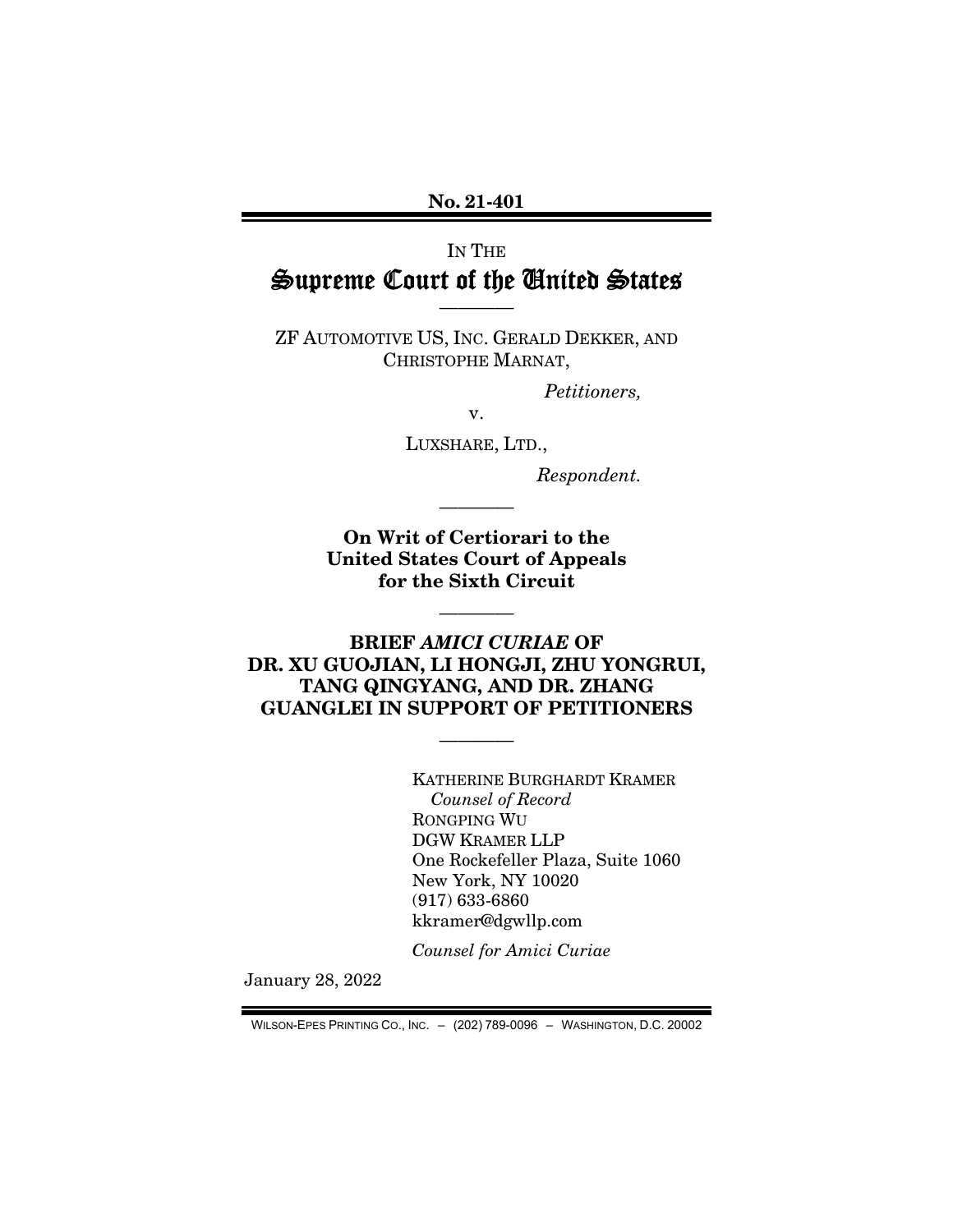**No. 21-401**

IN THE

# Supreme Court of the United States

————

ZF AUTOMOTIVE US, INC. GERALD DEKKER, AND CHRISTOPHE MARNAT,

*Petitioners,*

v.

LUXSHARE, LTD.,

*Respondent.*

————

**On Writ of Certiorari to the United States Court of Appeals for the Sixth Circuit**

————

**BRIEF *AMICI CURIAE* OF DR. XU GUOJIAN, LI HONGJI, ZHU YONGRUI, TANG QINGYANG, AND DR. ZHANG GUANGLEI IN SUPPORT OF PETITIONERS**

————

KATHERINE BURGHARDT KRAMER
*Counsel of Record*
RONGPING WU
DGW KRAMER LLP
One Rockefeller Plaza, Suite 1060
New York, NY 10020
(917) 633-6860
kkramer@dgwllp.com

*Counsel for Amici Curiae*

January 28, 2022

WILSON-EPES PRINTING CO., INC. – (202) 789-0096 – WASHINGTON, D.C. 20002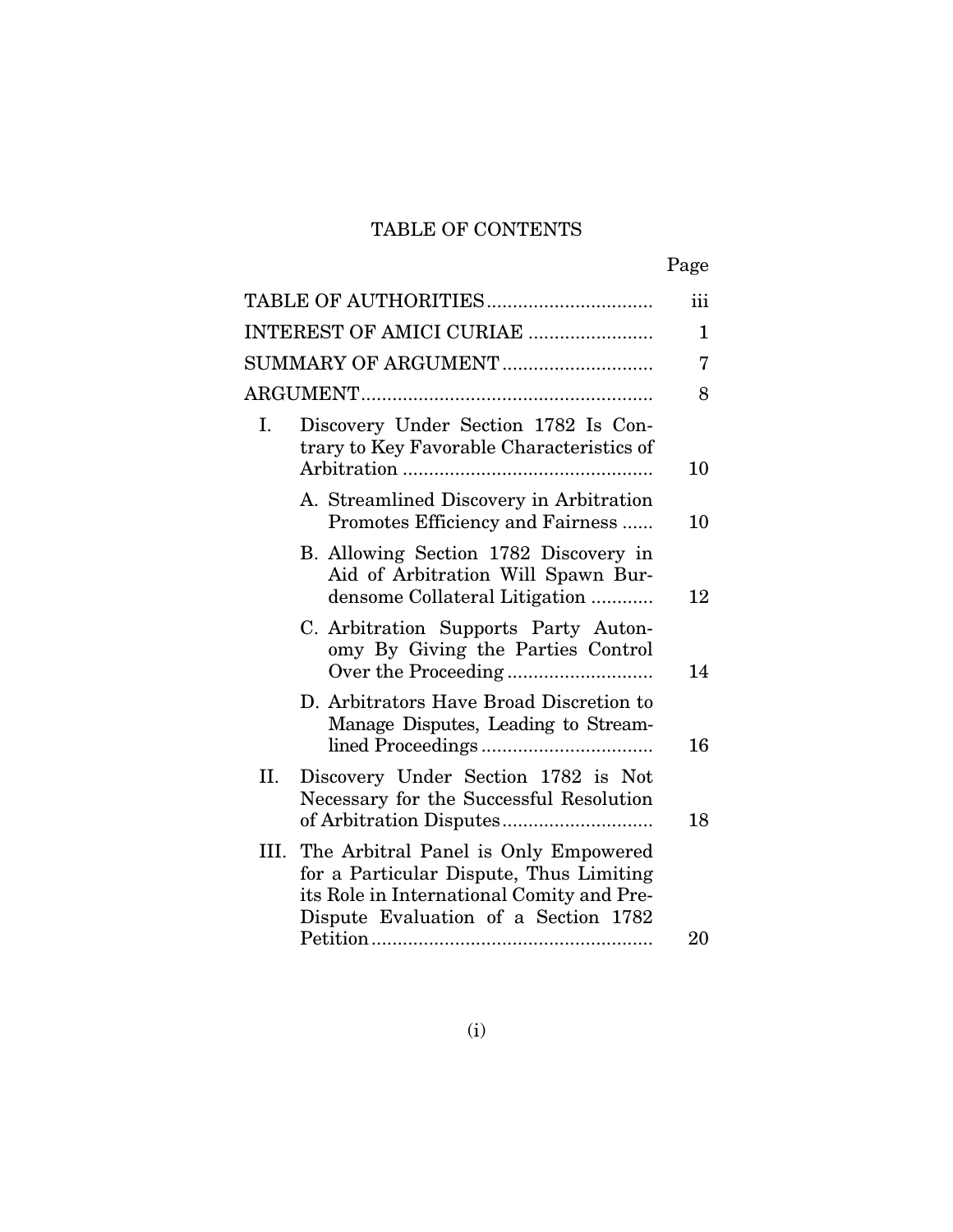# TABLE OF CONTENTS

| | Page |
|---|---|
| TABLE OF AUTHORITIES | iii |
| INTEREST OF AMICI CURIAE | 1 |
| SUMMARY OF ARGUMENT | 7 |
| ARGUMENT | 8 |
| I. Discovery Under Section 1782 Is Contrary to Key Favorable Characteristics of Arbitration | 10 |
| A. Streamlined Discovery in Arbitration Promotes Efficiency and Fairness | 10 |
| B. Allowing Section 1782 Discovery in Aid of Arbitration Will Spawn Burdensome Collateral Litigation | 12 |
| C. Arbitration Supports Party Autonomy By Giving the Parties Control Over the Proceeding | 14 |
| D. Arbitrators Have Broad Discretion to Manage Disputes, Leading to Streamlined Proceedings | 16 |
| II. Discovery Under Section 1782 is Not Necessary for the Successful Resolution of Arbitration Disputes | 18 |
| III. The Arbitral Panel is Only Empowered for a Particular Dispute, Thus Limiting its Role in International Comity and Pre-Dispute Evaluation of a Section 1782 Petition | 20 |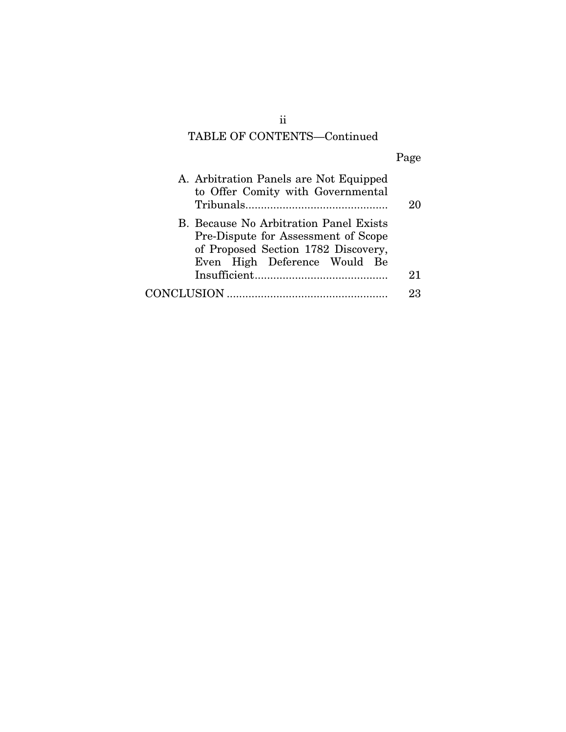## TABLE OF CONTENTS—Continued

| | Page |
|---|---|
| A. Arbitration Panels are Not Equipped to Offer Comity with Governmental Tribunals | 20 |
| B. Because No Arbitration Panel Exists Pre-Dispute for Assessment of Scope of Proposed Section 1782 Discovery, Even High Deference Would Be Insufficient | 21 |
| CONCLUSION | 23 |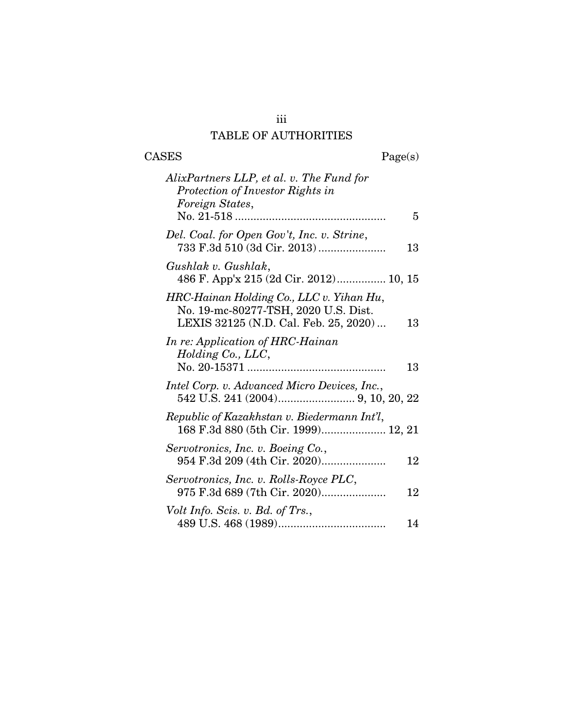# TABLE OF AUTHORITIES

CASES Page(s)

*AlixPartners LLP, et al. v. The Fund for Protection of Investor Rights in Foreign States*, No. 21-518 .................................................. 5

*Del. Coal. for Open Gov't, Inc. v. Strine*, 733 F.3d 510 (3d Cir. 2013) ...................... 13

*Gushlak v. Gushlak*, 486 F. App'x 215 (2d Cir. 2012)................ 10, 15

*HRC-Hainan Holding Co., LLC v. Yihan Hu*, No. 19-mc-80277-TSH, 2020 U.S. Dist. LEXIS 32125 (N.D. Cal. Feb. 25, 2020) ... 13

*In re: Application of HRC-Hainan Holding Co., LLC*, No. 20-15371 ............................................. 13

*Intel Corp. v. Advanced Micro Devices, Inc.*, 542 U.S. 241 (2004)......................... 9, 10, 20, 22

*Republic of Kazakhstan v. Biedermann Int'l*, 168 F.3d 880 (5th Cir. 1999)..................... 12, 21

*Servotronics, Inc. v. Boeing Co.*, 954 F.3d 209 (4th Cir. 2020)..................... 12

*Servotronics, Inc. v. Rolls-Royce PLC*, 975 F.3d 689 (7th Cir. 2020)..................... 12

*Volt Info. Scis. v. Bd. of Trs.*, 489 U.S. 468 (1989)................................... 14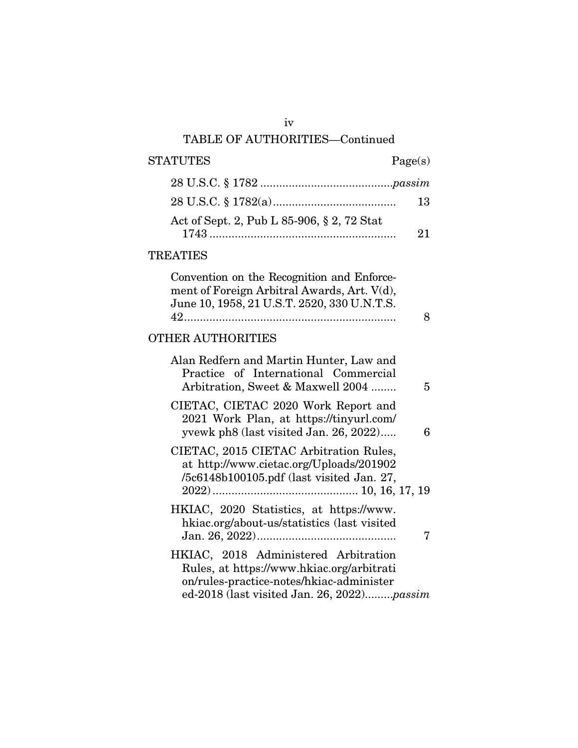TABLE OF AUTHORITIES—Continued

| STATUTES | Page(s) |
|---|---|
| 28 U.S.C. § 1782 | *passim* |
| 28 U.S.C. § 1782(a) | 13 |
| Act of Sept. 2, Pub L 85-906, § 2, 72 Stat 1743 | 21 |

| TREATIES | |
|---|---|
| Convention on the Recognition and Enforcement of Foreign Arbitral Awards, Art. V(d), June 10, 1958, 21 U.S.T. 2520, 330 U.N.T.S. 42 | 8 |

| OTHER AUTHORITIES | |
|---|---|
| Alan Redfern and Martin Hunter, Law and Practice of International Commercial Arbitration, Sweet & Maxwell 2004 | 5 |
| CIETAC, CIETAC 2020 Work Report and 2021 Work Plan, at https://tinyurl.com/yvewk ph8 (last visited Jan. 26, 2022) | 6 |
| CIETAC, 2015 CIETAC Arbitration Rules, at http://www.cietac.org/Uploads/201902/5c6148b100105.pdf (last visited Jan. 27, 2022) | 10, 16, 17, 19 |
| HKIAC, 2020 Statistics, at https://www.hkiac.org/about-us/statistics (last visited Jan. 26, 2022) | 7 |
| HKIAC, 2018 Administered Arbitration Rules, at https://www.hkiac.org/arbitration/rules-practice-notes/hkiac-administered-2018 (last visited Jan. 26, 2022) | *passim* |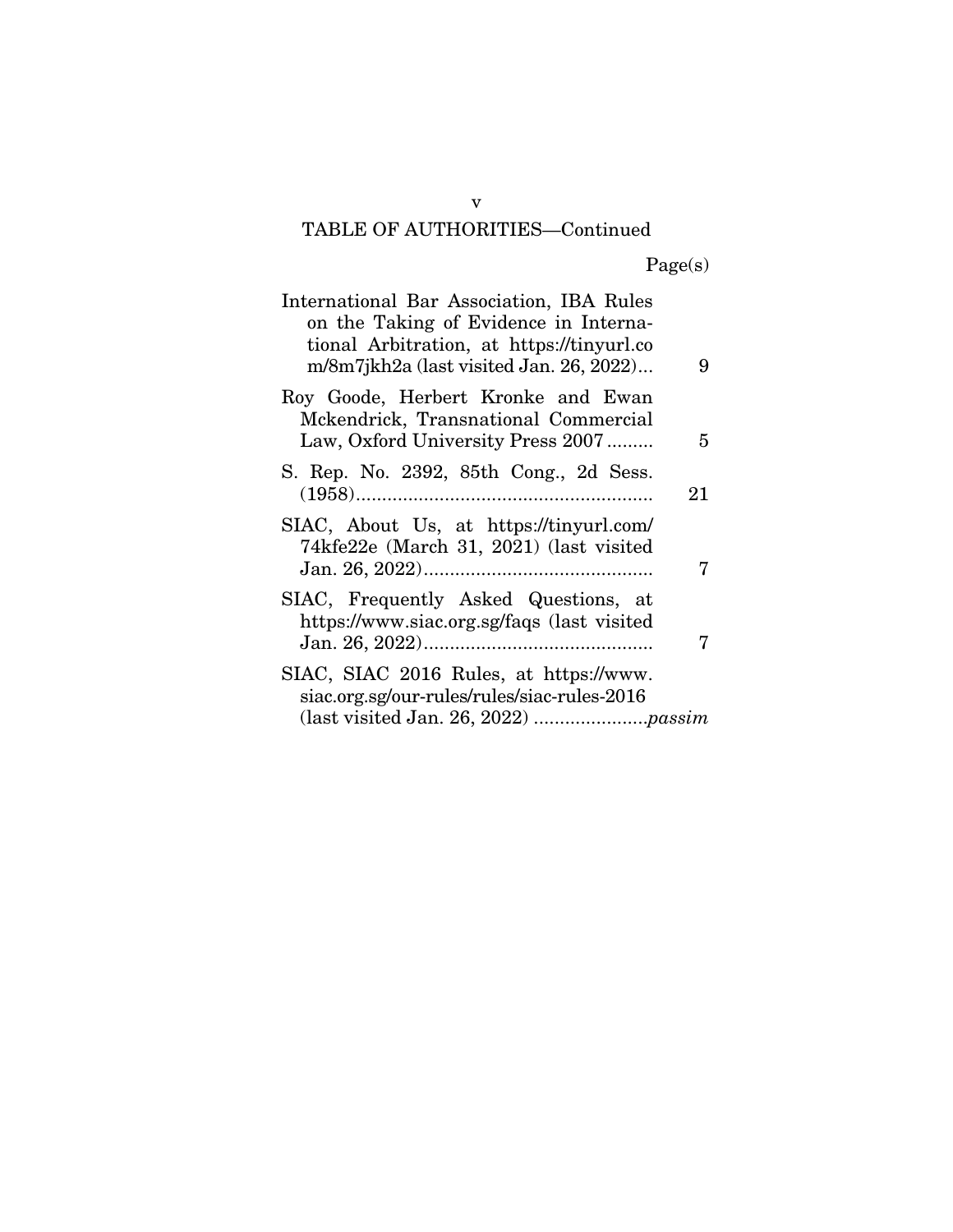TABLE OF AUTHORITIES—Continued

| | Page(s) |
|---|---|
| International Bar Association, IBA Rules on the Taking of Evidence in International Arbitration, at https://tinyurl.com/8m7jkh2a (last visited Jan. 26, 2022) | 9 |
| Roy Goode, Herbert Kronke and Ewan Mckendrick, Transnational Commercial Law, Oxford University Press 2007 | 5 |
| S. Rep. No. 2392, 85th Cong., 2d Sess. (1958) | 21 |
| SIAC, About Us, at https://tinyurl.com/74kfe22e (March 31, 2021) (last visited Jan. 26, 2022) | 7 |
| SIAC, Frequently Asked Questions, at https://www.siac.org.sg/faqs (last visited Jan. 26, 2022) | 7 |
| SIAC, SIAC 2016 Rules, at https://www.siac.org.sg/our-rules/rules/siac-rules-2016 (last visited Jan. 26, 2022) | *passim* |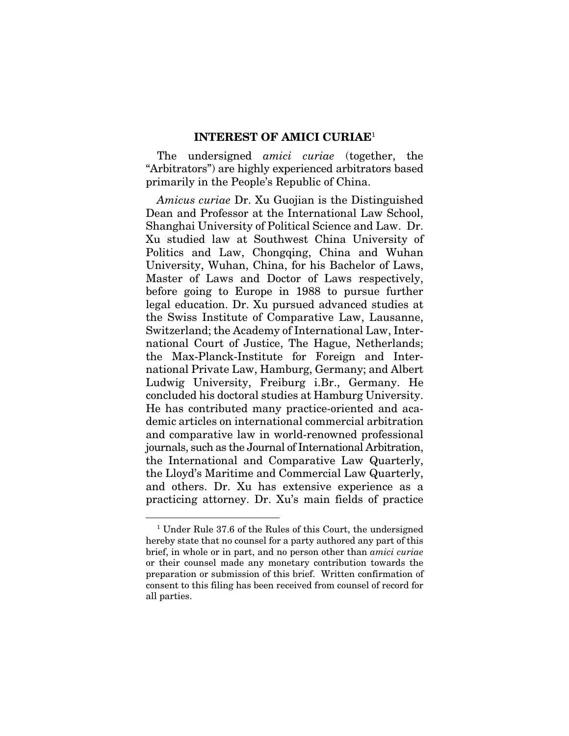## INTEREST OF AMICI CURIAE[1]

The undersigned *amici curiae* (together, the "Arbitrators") are highly experienced arbitrators based primarily in the People's Republic of China.

*Amicus curiae* Dr. Xu Guojian is the Distinguished Dean and Professor at the International Law School, Shanghai University of Political Science and Law. Dr. Xu studied law at Southwest China University of Politics and Law, Chongqing, China and Wuhan University, Wuhan, China, for his Bachelor of Laws, Master of Laws and Doctor of Laws respectively, before going to Europe in 1988 to pursue further legal education. Dr. Xu pursued advanced studies at the Swiss Institute of Comparative Law, Lausanne, Switzerland; the Academy of International Law, International Court of Justice, The Hague, Netherlands; the Max-Planck-Institute for Foreign and International Private Law, Hamburg, Germany; and Albert Ludwig University, Freiburg i.Br., Germany. He concluded his doctoral studies at Hamburg University. He has contributed many practice-oriented and academic articles on international commercial arbitration and comparative law in world-renowned professional journals, such as the Journal of International Arbitration, the International and Comparative Law Quarterly, the Lloyd's Maritime and Commercial Law Quarterly, and others. Dr. Xu has extensive experience as a practicing attorney. Dr. Xu's main fields of practice

[1] Under Rule 37.6 of the Rules of this Court, the undersigned hereby state that no counsel for a party authored any part of this brief, in whole or in part, and no person other than *amici curiae* or their counsel made any monetary contribution towards the preparation or submission of this brief. Written confirmation of consent to this filing has been received from counsel of record for all parties.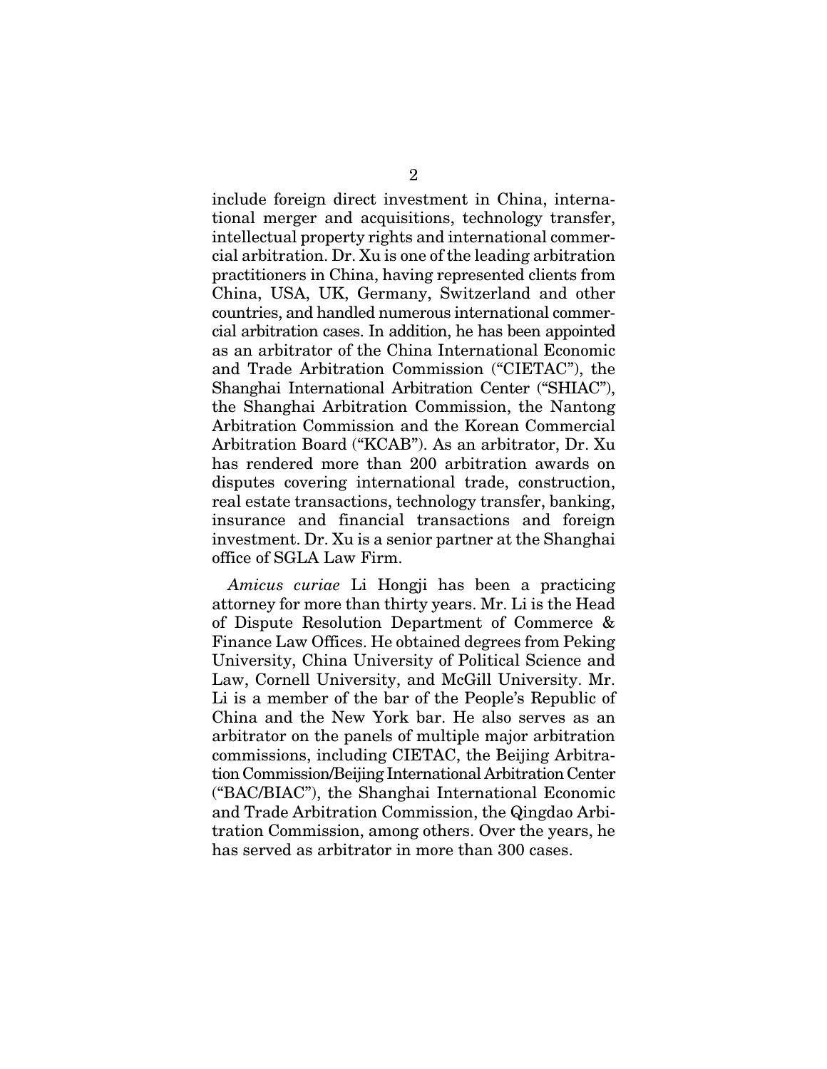include foreign direct investment in China, international merger and acquisitions, technology transfer, intellectual property rights and international commercial arbitration. Dr. Xu is one of the leading arbitration practitioners in China, having represented clients from China, USA, UK, Germany, Switzerland and other countries, and handled numerous international commercial arbitration cases. In addition, he has been appointed as an arbitrator of the China International Economic and Trade Arbitration Commission ("CIETAC"), the Shanghai International Arbitration Center ("SHIAC"), the Shanghai Arbitration Commission, the Nantong Arbitration Commission and the Korean Commercial Arbitration Board ("KCAB"). As an arbitrator, Dr. Xu has rendered more than 200 arbitration awards on disputes covering international trade, construction, real estate transactions, technology transfer, banking, insurance and financial transactions and foreign investment. Dr. Xu is a senior partner at the Shanghai office of SGLA Law Firm.

*Amicus curiae* Li Hongji has been a practicing attorney for more than thirty years. Mr. Li is the Head of Dispute Resolution Department of Commerce & Finance Law Offices. He obtained degrees from Peking University, China University of Political Science and Law, Cornell University, and McGill University. Mr. Li is a member of the bar of the People's Republic of China and the New York bar. He also serves as an arbitrator on the panels of multiple major arbitration commissions, including CIETAC, the Beijing Arbitration Commission/Beijing International Arbitration Center ("BAC/BIAC"), the Shanghai International Economic and Trade Arbitration Commission, the Qingdao Arbitration Commission, among others. Over the years, he has served as arbitrator in more than 300 cases.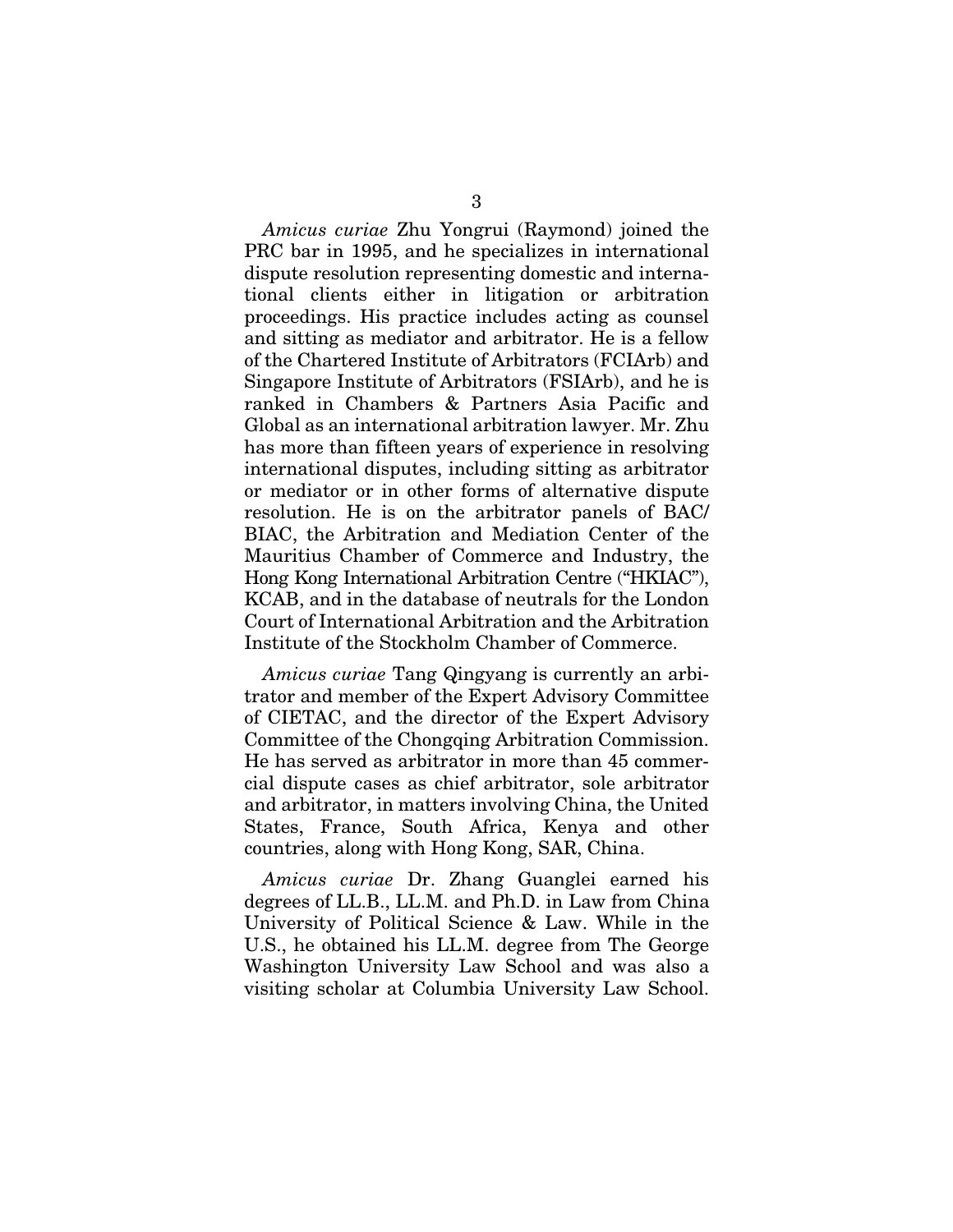*Amicus curiae* Zhu Yongrui (Raymond) joined the PRC bar in 1995, and he specializes in international dispute resolution representing domestic and international clients either in litigation or arbitration proceedings. His practice includes acting as counsel and sitting as mediator and arbitrator. He is a fellow of the Chartered Institute of Arbitrators (FCIArb) and Singapore Institute of Arbitrators (FSIArb), and he is ranked in Chambers & Partners Asia Pacific and Global as an international arbitration lawyer. Mr. Zhu has more than fifteen years of experience in resolving international disputes, including sitting as arbitrator or mediator or in other forms of alternative dispute resolution. He is on the arbitrator panels of BAC/BIAC, the Arbitration and Mediation Center of the Mauritius Chamber of Commerce and Industry, the Hong Kong International Arbitration Centre ("HKIAC"), KCAB, and in the database of neutrals for the London Court of International Arbitration and the Arbitration Institute of the Stockholm Chamber of Commerce.

*Amicus curiae* Tang Qingyang is currently an arbitrator and member of the Expert Advisory Committee of CIETAC, and the director of the Expert Advisory Committee of the Chongqing Arbitration Commission. He has served as arbitrator in more than 45 commercial dispute cases as chief arbitrator, sole arbitrator and arbitrator, in matters involving China, the United States, France, South Africa, Kenya and other countries, along with Hong Kong, SAR, China.

*Amicus curiae* Dr. Zhang Guanglei earned his degrees of LL.B., LL.M. and Ph.D. in Law from China University of Political Science & Law. While in the U.S., he obtained his LL.M. degree from The George Washington University Law School and was also a visiting scholar at Columbia University Law School.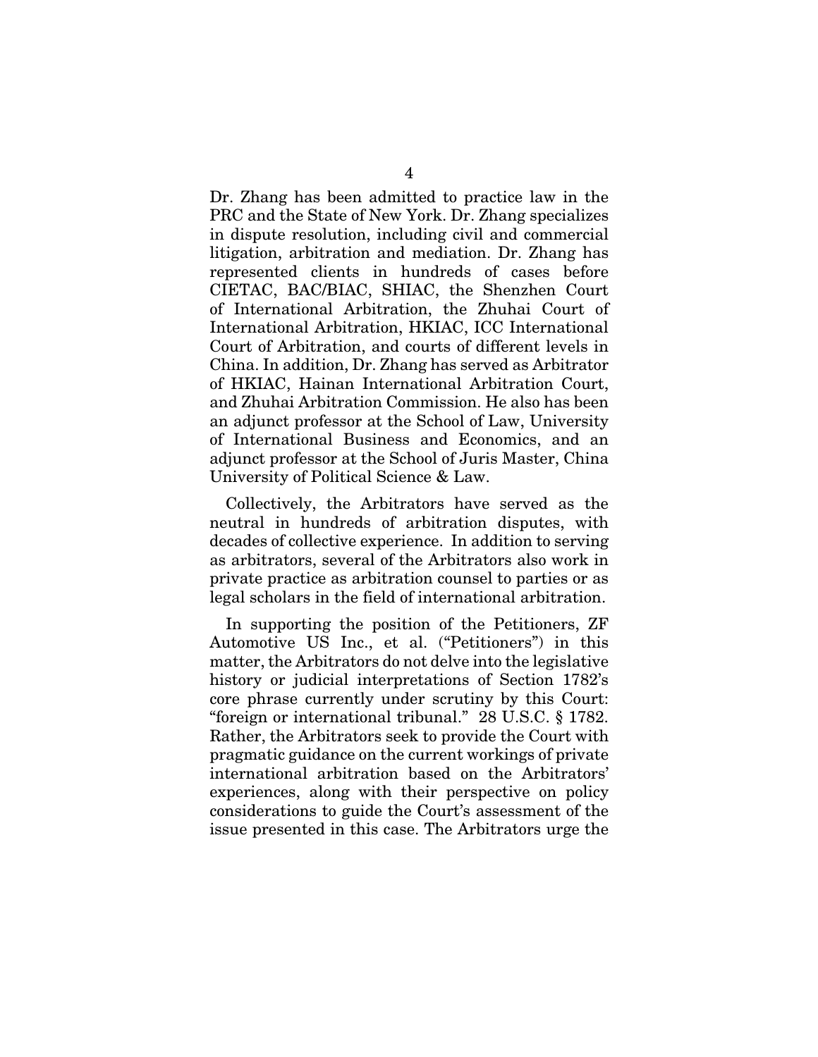Dr. Zhang has been admitted to practice law in the PRC and the State of New York. Dr. Zhang specializes in dispute resolution, including civil and commercial litigation, arbitration and mediation. Dr. Zhang has represented clients in hundreds of cases before CIETAC, BAC/BIAC, SHIAC, the Shenzhen Court of International Arbitration, the Zhuhai Court of International Arbitration, HKIAC, ICC International Court of Arbitration, and courts of different levels in China. In addition, Dr. Zhang has served as Arbitrator of HKIAC, Hainan International Arbitration Court, and Zhuhai Arbitration Commission. He also has been an adjunct professor at the School of Law, University of International Business and Economics, and an adjunct professor at the School of Juris Master, China University of Political Science & Law.

Collectively, the Arbitrators have served as the neutral in hundreds of arbitration disputes, with decades of collective experience. In addition to serving as arbitrators, several of the Arbitrators also work in private practice as arbitration counsel to parties or as legal scholars in the field of international arbitration.

In supporting the position of the Petitioners, ZF Automotive US Inc., et al. ("Petitioners") in this matter, the Arbitrators do not delve into the legislative history or judicial interpretations of Section 1782's core phrase currently under scrutiny by this Court: "foreign or international tribunal." 28 U.S.C. § 1782. Rather, the Arbitrators seek to provide the Court with pragmatic guidance on the current workings of private international arbitration based on the Arbitrators' experiences, along with their perspective on policy considerations to guide the Court's assessment of the issue presented in this case. The Arbitrators urge the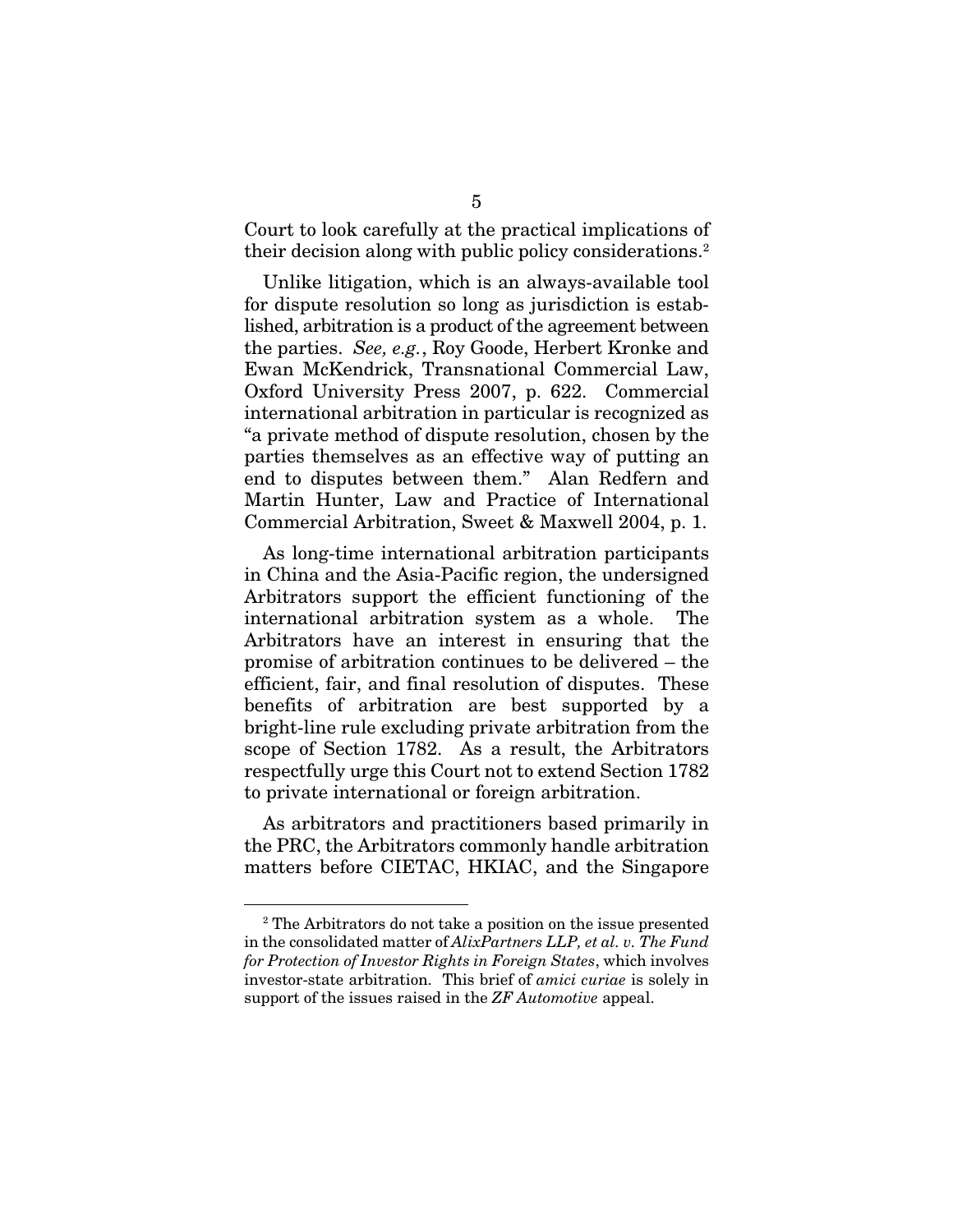Court to look carefully at the practical implications of their decision along with public policy considerations.[2]

Unlike litigation, which is an always-available tool for dispute resolution so long as jurisdiction is established, arbitration is a product of the agreement between the parties. *See, e.g.*, Roy Goode, Herbert Kronke and Ewan McKendrick, Transnational Commercial Law, Oxford University Press 2007, p. 622. Commercial international arbitration in particular is recognized as "a private method of dispute resolution, chosen by the parties themselves as an effective way of putting an end to disputes between them." Alan Redfern and Martin Hunter, Law and Practice of International Commercial Arbitration, Sweet & Maxwell 2004, p. 1.

As long-time international arbitration participants in China and the Asia-Pacific region, the undersigned Arbitrators support the efficient functioning of the international arbitration system as a whole. The Arbitrators have an interest in ensuring that the promise of arbitration continues to be delivered – the efficient, fair, and final resolution of disputes. These benefits of arbitration are best supported by a bright-line rule excluding private arbitration from the scope of Section 1782. As a result, the Arbitrators respectfully urge this Court not to extend Section 1782 to private international or foreign arbitration.

As arbitrators and practitioners based primarily in the PRC, the Arbitrators commonly handle arbitration matters before CIETAC, HKIAC, and the Singapore

[2] The Arbitrators do not take a position on the issue presented in the consolidated matter of *AlixPartners LLP, et al. v. The Fund for Protection of Investor Rights in Foreign States*, which involves investor-state arbitration. This brief of *amici curiae* is solely in support of the issues raised in the *ZF Automotive* appeal.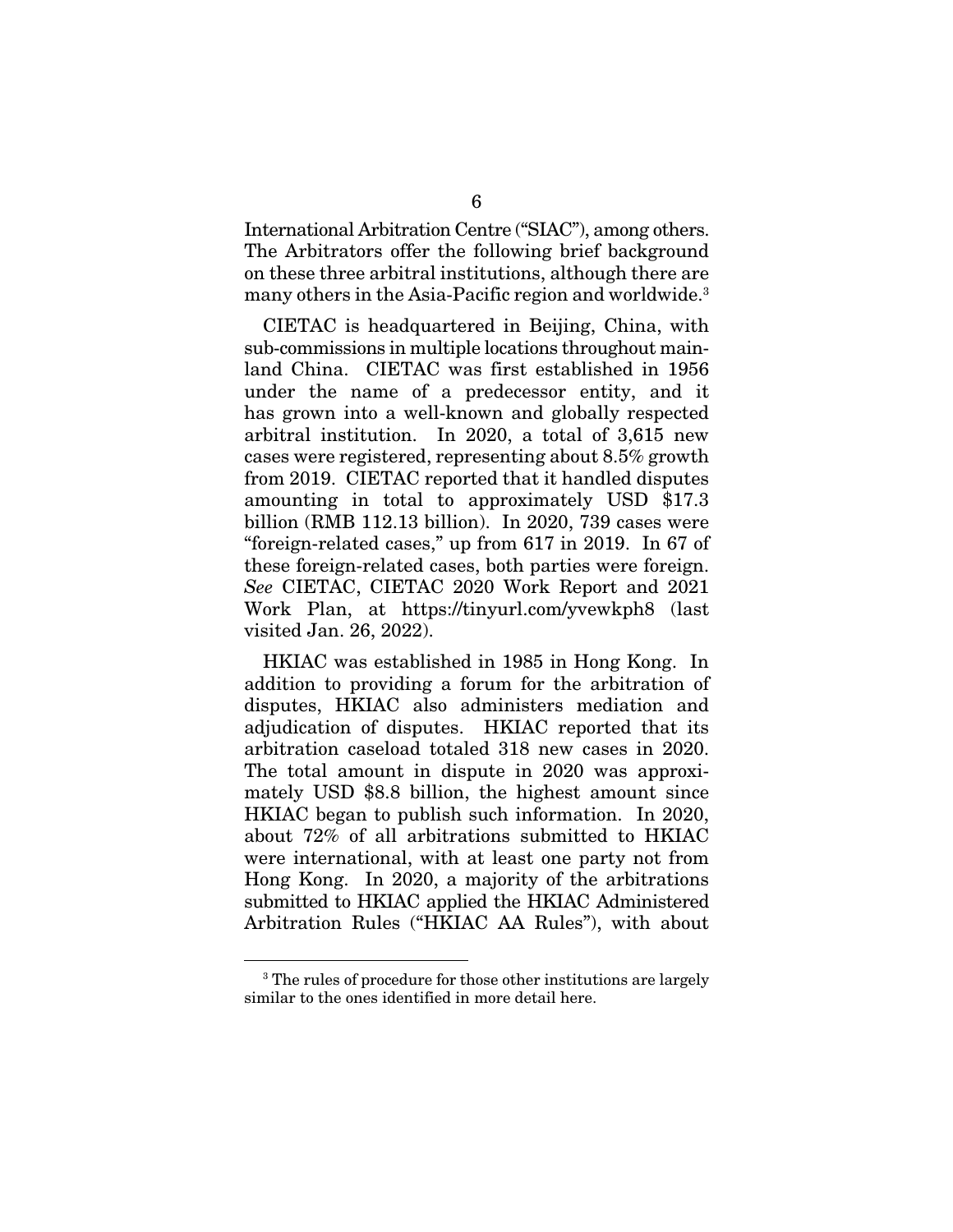International Arbitration Centre ("SIAC"), among others. The Arbitrators offer the following brief background on these three arbitral institutions, although there are many others in the Asia-Pacific region and worldwide.[3]

CIETAC is headquartered in Beijing, China, with sub-commissions in multiple locations throughout mainland China. CIETAC was first established in 1956 under the name of a predecessor entity, and it has grown into a well-known and globally respected arbitral institution. In 2020, a total of 3,615 new cases were registered, representing about 8.5% growth from 2019. CIETAC reported that it handled disputes amounting in total to approximately USD $17.3 billion (RMB 112.13 billion). In 2020, 739 cases were "foreign-related cases," up from 617 in 2019. In 67 of these foreign-related cases, both parties were foreign. *See* CIETAC, CIETAC 2020 Work Report and 2021 Work Plan, at https://tinyurl.com/yvewkph8 (last visited Jan. 26, 2022).

HKIAC was established in 1985 in Hong Kong. In addition to providing a forum for the arbitration of disputes, HKIAC also administers mediation and adjudication of disputes. HKIAC reported that its arbitration caseload totaled 318 new cases in 2020. The total amount in dispute in 2020 was approximately USD $8.8 billion, the highest amount since HKIAC began to publish such information. In 2020, about 72% of all arbitrations submitted to HKIAC were international, with at least one party not from Hong Kong. In 2020, a majority of the arbitrations submitted to HKIAC applied the HKIAC Administered Arbitration Rules ("HKIAC AA Rules"), with about

[3] The rules of procedure for those other institutions are largely similar to the ones identified in more detail here.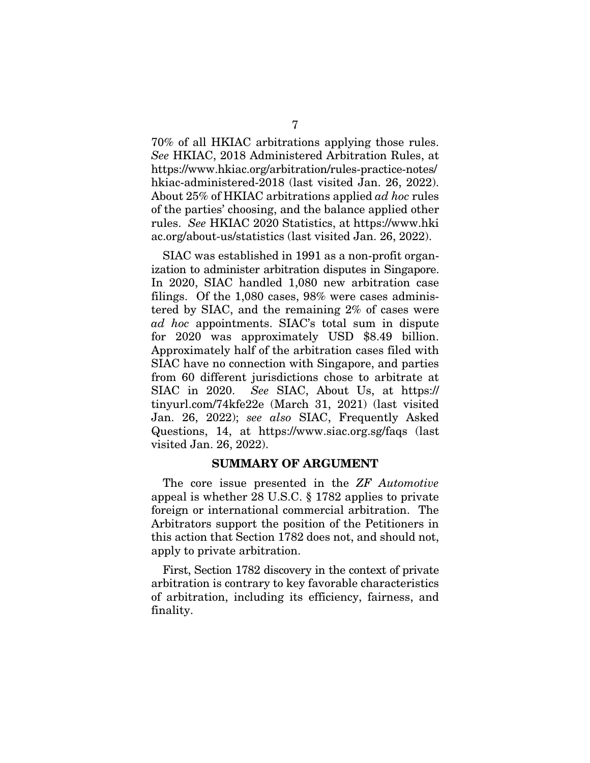70% of all HKIAC arbitrations applying those rules. *See* HKIAC, 2018 Administered Arbitration Rules, at https://www.hkiac.org/arbitration/rules-practice-notes/hkiac-administered-2018 (last visited Jan. 26, 2022). About 25% of HKIAC arbitrations applied *ad hoc* rules of the parties' choosing, and the balance applied other rules. *See* HKIAC 2020 Statistics, at https://www.hkiac.org/about-us/statistics (last visited Jan. 26, 2022).

SIAC was established in 1991 as a non-profit organization to administer arbitration disputes in Singapore. In 2020, SIAC handled 1,080 new arbitration case filings. Of the 1,080 cases, 98% were cases administered by SIAC, and the remaining 2% of cases were *ad hoc* appointments. SIAC's total sum in dispute for 2020 was approximately USD $8.49 billion. Approximately half of the arbitration cases filed with SIAC have no connection with Singapore, and parties from 60 different jurisdictions chose to arbitrate at SIAC in 2020. *See* SIAC, About Us, at https://tinyurl.com/74kfe22e (March 31, 2021) (last visited Jan. 26, 2022); *see also* SIAC, Frequently Asked Questions, 14, at https://www.siac.org.sg/faqs (last visited Jan. 26, 2022).

## SUMMARY OF ARGUMENT

The core issue presented in the ***ZF Automotive*** appeal is whether 28 U.S.C. § 1782 applies to private foreign or international commercial arbitration. The Arbitrators support the position of the Petitioners in this action that Section 1782 does not, and should not, apply to private arbitration.

First, Section 1782 discovery in the context of private arbitration is contrary to key favorable characteristics of arbitration, including its efficiency, fairness, and finality.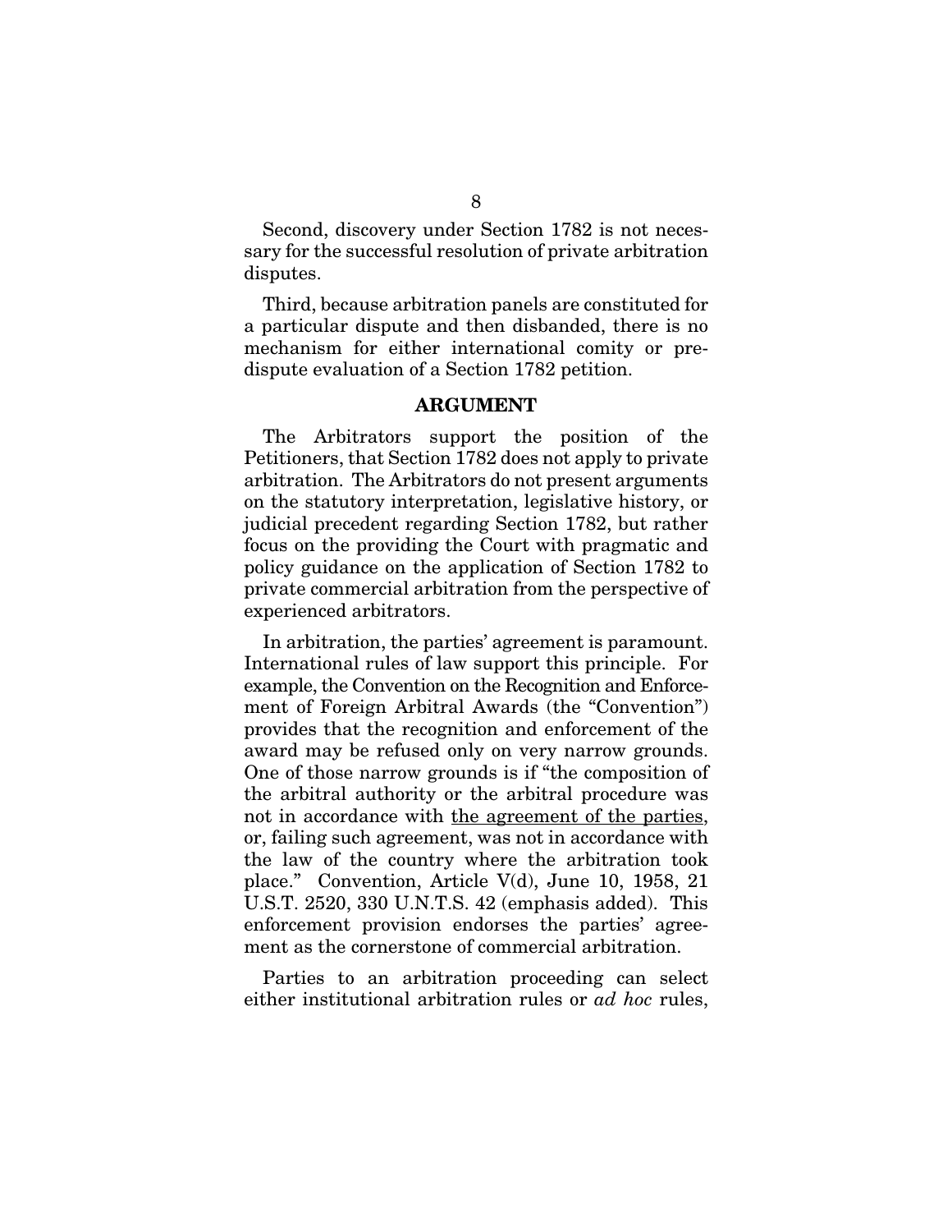Second, discovery under Section 1782 is not necessary for the successful resolution of private arbitration disputes.

Third, because arbitration panels are constituted for a particular dispute and then disbanded, there is no mechanism for either international comity or pre-dispute evaluation of a Section 1782 petition.

## ARGUMENT

The Arbitrators support the position of the Petitioners, that Section 1782 does not apply to private arbitration. The Arbitrators do not present arguments on the statutory interpretation, legislative history, or judicial precedent regarding Section 1782, but rather focus on the providing the Court with pragmatic and policy guidance on the application of Section 1782 to private commercial arbitration from the perspective of experienced arbitrators.

In arbitration, the parties' agreement is paramount. International rules of law support this principle. For example, the Convention on the Recognition and Enforcement of Foreign Arbitral Awards (the "Convention") provides that the recognition and enforcement of the award may be refused only on very narrow grounds. One of those narrow grounds is if "the composition of the arbitral authority or the arbitral procedure was not in accordance with <u>the agreement of the parties</u>, or, failing such agreement, was not in accordance with the law of the country where the arbitration took place." Convention, Article V(d), June 10, 1958, 21 U.S.T. 2520, 330 U.N.T.S. 42 (emphasis added). This enforcement provision endorses the parties' agreement as the cornerstone of commercial arbitration.

Parties to an arbitration proceeding can select either institutional arbitration rules or *ad hoc* rules,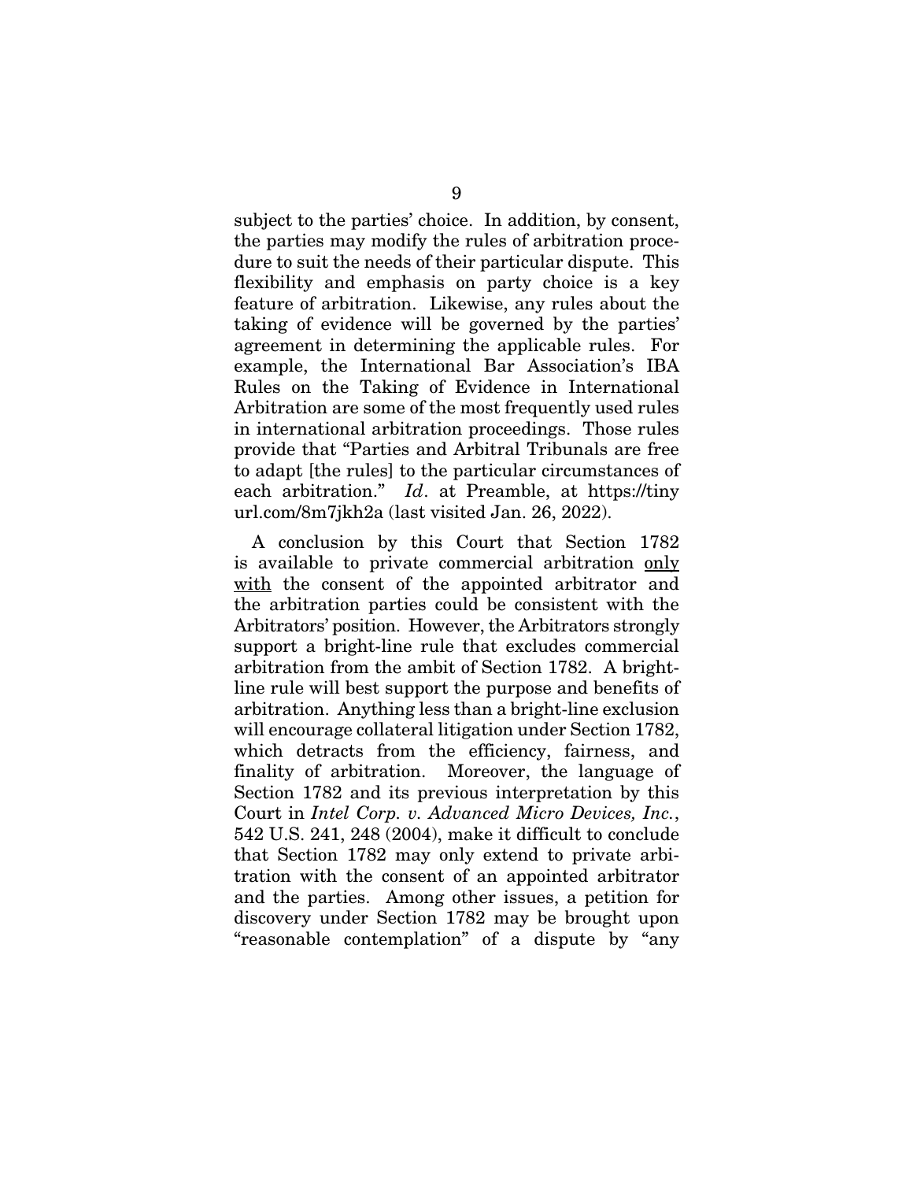subject to the parties' choice. In addition, by consent, the parties may modify the rules of arbitration procedure to suit the needs of their particular dispute. This flexibility and emphasis on party choice is a key feature of arbitration. Likewise, any rules about the taking of evidence will be governed by the parties' agreement in determining the applicable rules. For example, the International Bar Association's IBA Rules on the Taking of Evidence in International Arbitration are some of the most frequently used rules in international arbitration proceedings. Those rules provide that "Parties and Arbitral Tribunals are free to adapt [the rules] to the particular circumstances of each arbitration." *Id*. at Preamble, at https://tinyurl.com/8m7jkh2a (last visited Jan. 26, 2022).

A conclusion by this Court that Section 1782 is available to private commercial arbitration <u>only with</u> the consent of the appointed arbitrator and the arbitration parties could be consistent with the Arbitrators' position. However, the Arbitrators strongly support a bright-line rule that excludes commercial arbitration from the ambit of Section 1782. A bright-line rule will best support the purpose and benefits of arbitration. Anything less than a bright-line exclusion will encourage collateral litigation under Section 1782, which detracts from the efficiency, fairness, and finality of arbitration. Moreover, the language of Section 1782 and its previous interpretation by this Court in *Intel Corp. v. Advanced Micro Devices, Inc.*, 542 U.S. 241, 248 (2004), make it difficult to conclude that Section 1782 may only extend to private arbitration with the consent of an appointed arbitrator and the parties. Among other issues, a petition for discovery under Section 1782 may be brought upon "reasonable contemplation" of a dispute by "any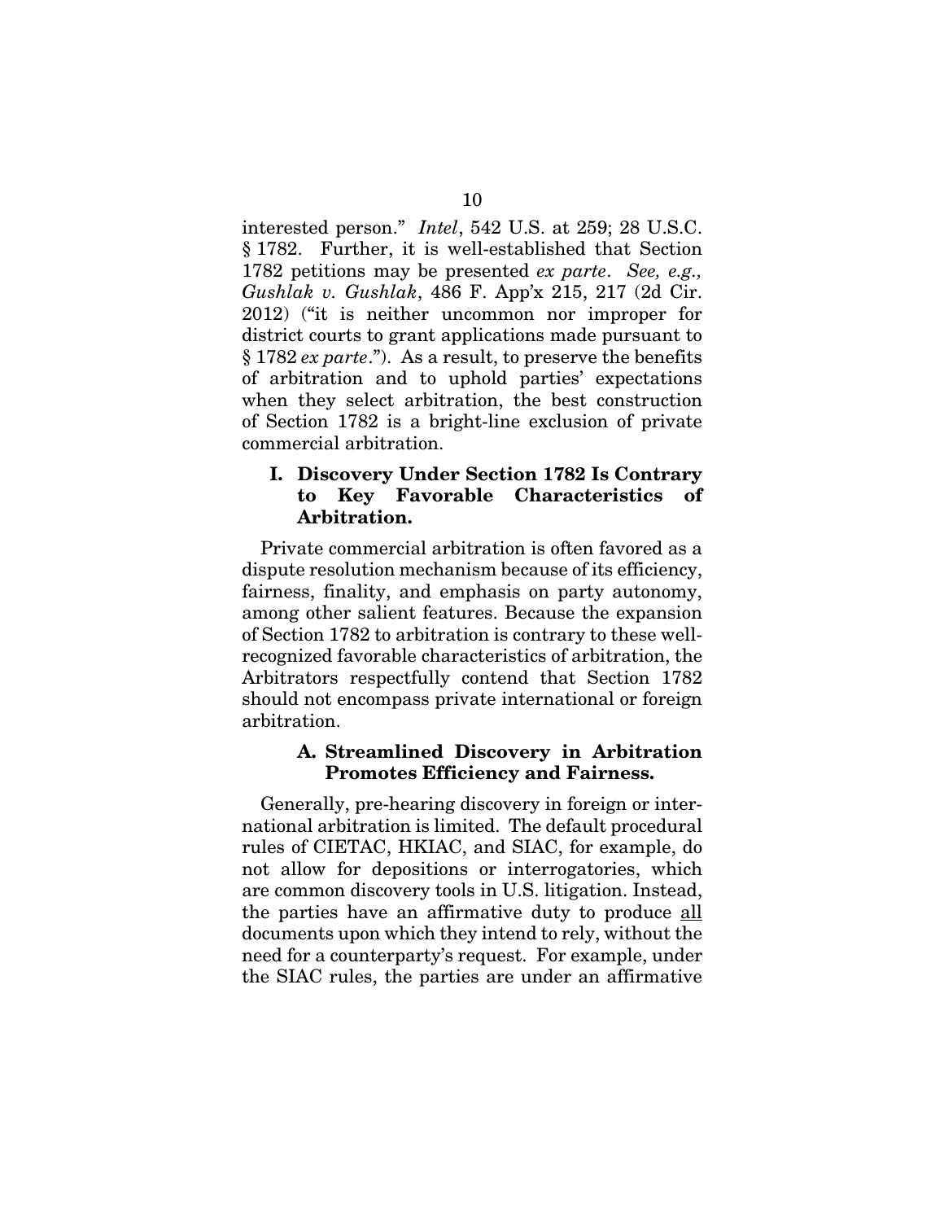interested person." *Intel*, 542 U.S. at 259; 28 U.S.C. § 1782. Further, it is well-established that Section 1782 petitions may be presented *ex parte*. *See, e.g., Gushlak v. Gushlak*, 486 F. App'x 215, 217 (2d Cir. 2012) ("it is neither uncommon nor improper for district courts to grant applications made pursuant to § 1782 *ex parte*."). As a result, to preserve the benefits of arbitration and to uphold parties' expectations when they select arbitration, the best construction of Section 1782 is a bright-line exclusion of private commercial arbitration.

## I. Discovery Under Section 1782 Is Contrary to Key Favorable Characteristics of Arbitration.

Private commercial arbitration is often favored as a dispute resolution mechanism because of its efficiency, fairness, finality, and emphasis on party autonomy, among other salient features. Because the expansion of Section 1782 to arbitration is contrary to these well-recognized favorable characteristics of arbitration, the Arbitrators respectfully contend that Section 1782 should not encompass private international or foreign arbitration.

### A. Streamlined Discovery in Arbitration Promotes Efficiency and Fairness.

Generally, pre-hearing discovery in foreign or international arbitration is limited. The default procedural rules of CIETAC, HKIAC, and SIAC, for example, do not allow for depositions or interrogatories, which are common discovery tools in U.S. litigation. Instead, the parties have an affirmative duty to produce <u>all</u> documents upon which they intend to rely, without the need for a counterparty's request. For example, under the SIAC rules, the parties are under an affirmative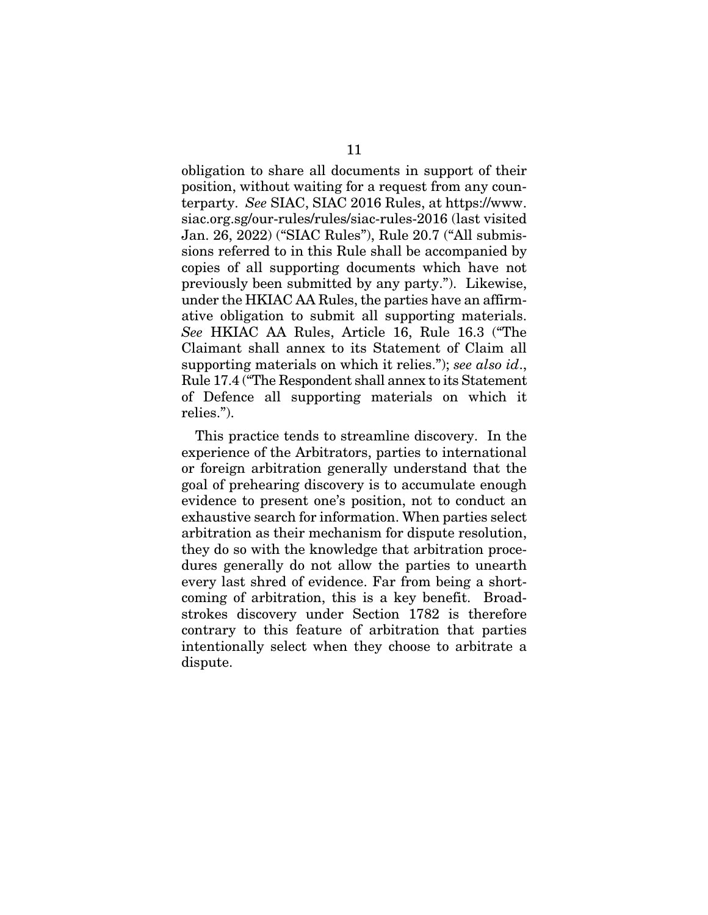obligation to share all documents in support of their position, without waiting for a request from any counterparty. *See* SIAC, SIAC 2016 Rules, at https://www.siac.org.sg/our-rules/rules/siac-rules-2016 (last visited Jan. 26, 2022) ("SIAC Rules"), Rule 20.7 ("All submissions referred to in this Rule shall be accompanied by copies of all supporting documents which have not previously been submitted by any party."). Likewise, under the HKIAC AA Rules, the parties have an affirmative obligation to submit all supporting materials. *See* HKIAC AA Rules, Article 16, Rule 16.3 ("The Claimant shall annex to its Statement of Claim all supporting materials on which it relies."); *see also id*., Rule 17.4 ("The Respondent shall annex to its Statement of Defence all supporting materials on which it relies.").

This practice tends to streamline discovery. In the experience of the Arbitrators, parties to international or foreign arbitration generally understand that the goal of prehearing discovery is to accumulate enough evidence to present one's position, not to conduct an exhaustive search for information. When parties select arbitration as their mechanism for dispute resolution, they do so with the knowledge that arbitration procedures generally do not allow the parties to unearth every last shred of evidence. Far from being a shortcoming of arbitration, this is a key benefit. Broad-strokes discovery under Section 1782 is therefore contrary to this feature of arbitration that parties intentionally select when they choose to arbitrate a dispute.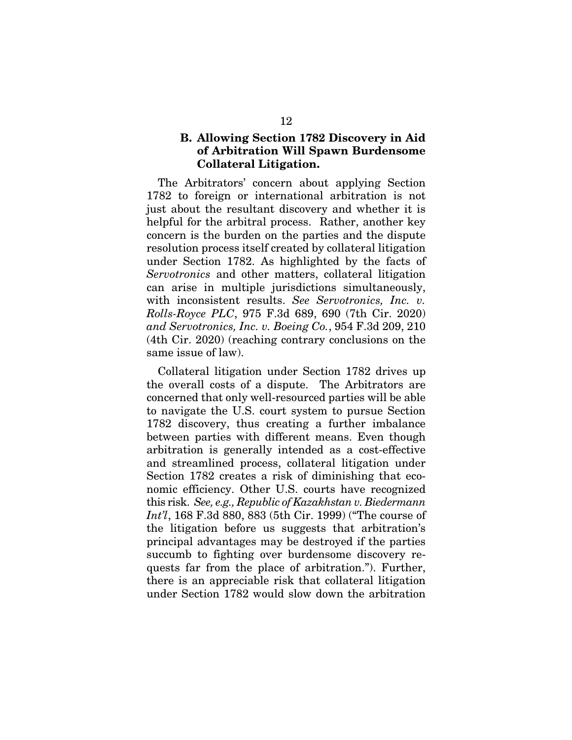### B. Allowing Section 1782 Discovery in Aid of Arbitration Will Spawn Burdensome Collateral Litigation.

The Arbitrators' concern about applying Section 1782 to foreign or international arbitration is not just about the resultant discovery and whether it is helpful for the arbitral process. Rather, another key concern is the burden on the parties and the dispute resolution process itself created by collateral litigation under Section 1782. As highlighted by the facts of *Servotronics* and other matters, collateral litigation can arise in multiple jurisdictions simultaneously, with inconsistent results. *See Servotronics, Inc. v. Rolls-Royce PLC*, 975 F.3d 689, 690 (7th Cir. 2020) *and Servotronics, Inc. v. Boeing Co.*, 954 F.3d 209, 210 (4th Cir. 2020) (reaching contrary conclusions on the same issue of law).

Collateral litigation under Section 1782 drives up the overall costs of a dispute. The Arbitrators are concerned that only well-resourced parties will be able to navigate the U.S. court system to pursue Section 1782 discovery, thus creating a further imbalance between parties with different means. Even though arbitration is generally intended as a cost-effective and streamlined process, collateral litigation under Section 1782 creates a risk of diminishing that economic efficiency. Other U.S. courts have recognized this risk. *See, e.g., Republic of Kazakhstan v. Biedermann Int'l*, 168 F.3d 880, 883 (5th Cir. 1999) ("The course of the litigation before us suggests that arbitration's principal advantages may be destroyed if the parties succumb to fighting over burdensome discovery requests far from the place of arbitration."). Further, there is an appreciable risk that collateral litigation under Section 1782 would slow down the arbitration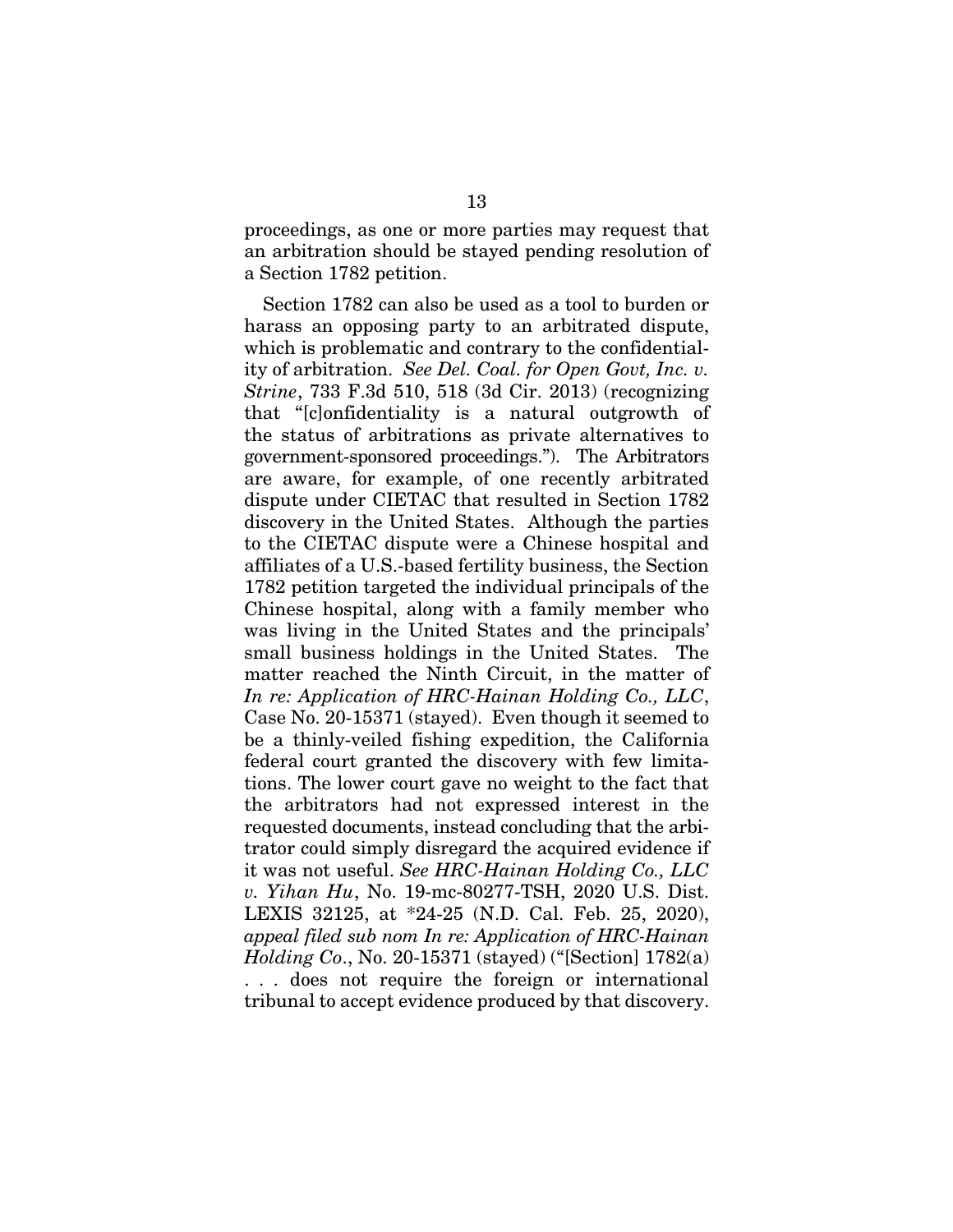proceedings, as one or more parties may request that an arbitration should be stayed pending resolution of a Section 1782 petition.

Section 1782 can also be used as a tool to burden or harass an opposing party to an arbitrated dispute, which is problematic and contrary to the confidentiality of arbitration. *See Del. Coal. for Open Govt, Inc. v. Strine*, 733 F.3d 510, 518 (3d Cir. 2013) (recognizing that "[c]onfidentiality is a natural outgrowth of the status of arbitrations as private alternatives to government-sponsored proceedings."). The Arbitrators are aware, for example, of one recently arbitrated dispute under CIETAC that resulted in Section 1782 discovery in the United States. Although the parties to the CIETAC dispute were a Chinese hospital and affiliates of a U.S.-based fertility business, the Section 1782 petition targeted the individual principals of the Chinese hospital, along with a family member who was living in the United States and the principals' small business holdings in the United States. The matter reached the Ninth Circuit, in the matter of *In re: Application of HRC-Hainan Holding Co., LLC*, Case No. 20-15371 (stayed). Even though it seemed to be a thinly-veiled fishing expedition, the California federal court granted the discovery with few limitations. The lower court gave no weight to the fact that the arbitrators had not expressed interest in the requested documents, instead concluding that the arbitrator could simply disregard the acquired evidence if it was not useful. *See HRC-Hainan Holding Co., LLC v. Yihan Hu*, No. 19-mc-80277-TSH, 2020 U.S. Dist. LEXIS 32125, at *24-25 (N.D. Cal. Feb. 25, 2020), *appeal filed sub nom In re: Application of HRC-Hainan Holding Co*., No. 20-15371 (stayed) ("[Section] 1782(a) . . . does not require the foreign or international tribunal to accept evidence produced by that discovery.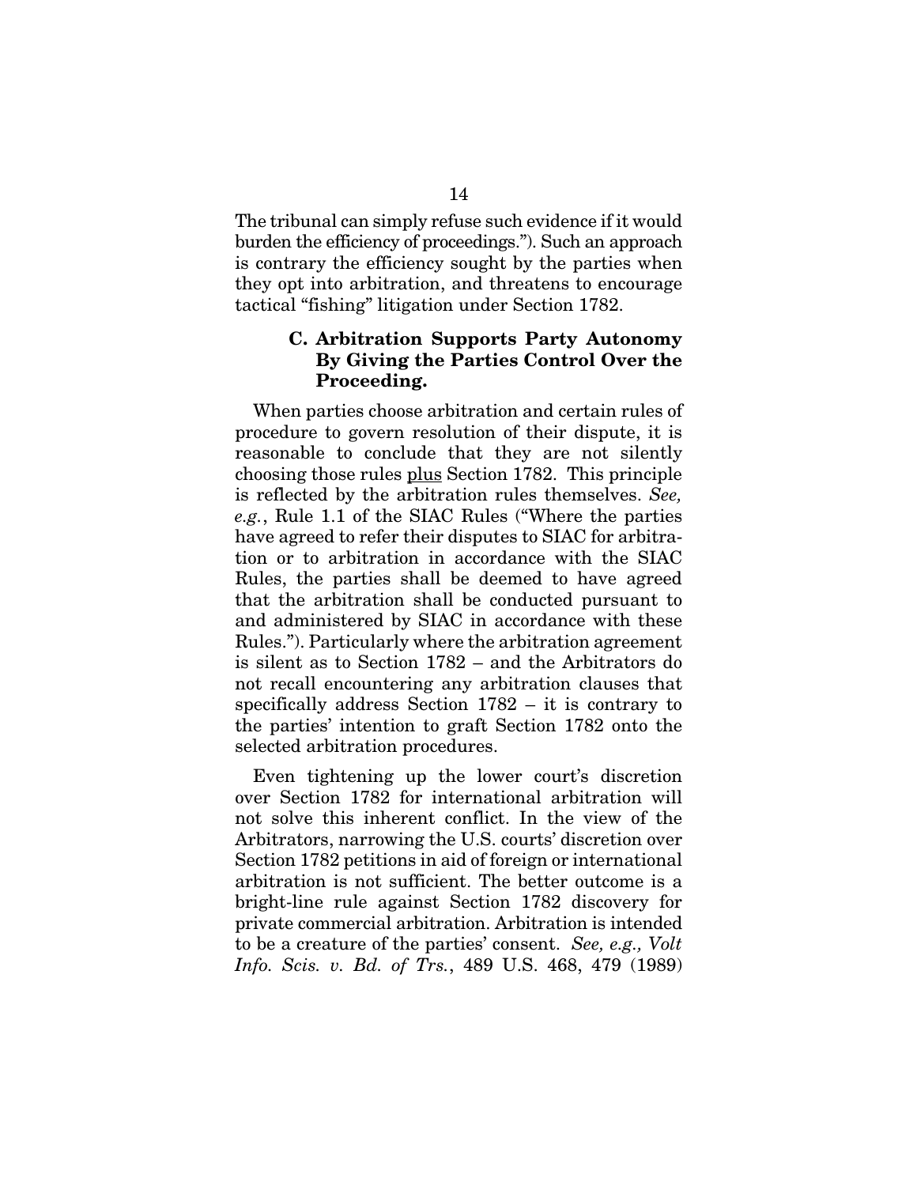The tribunal can simply refuse such evidence if it would burden the efficiency of proceedings."). Such an approach is contrary the efficiency sought by the parties when they opt into arbitration, and threatens to encourage tactical "fishing" litigation under Section 1782.

### C. Arbitration Supports Party Autonomy By Giving the Parties Control Over the Proceeding.

When parties choose arbitration and certain rules of procedure to govern resolution of their dispute, it is reasonable to conclude that they are not silently choosing those rules <u>plus</u> Section 1782. This principle is reflected by the arbitration rules themselves. *See, e.g.*, Rule 1.1 of the SIAC Rules ("Where the parties have agreed to refer their disputes to SIAC for arbitration or to arbitration in accordance with the SIAC Rules, the parties shall be deemed to have agreed that the arbitration shall be conducted pursuant to and administered by SIAC in accordance with these Rules."). Particularly where the arbitration agreement is silent as to Section 1782 – and the Arbitrators do not recall encountering any arbitration clauses that specifically address Section 1782 – it is contrary to the parties' intention to graft Section 1782 onto the selected arbitration procedures.

Even tightening up the lower court's discretion over Section 1782 for international arbitration will not solve this inherent conflict. In the view of the Arbitrators, narrowing the U.S. courts' discretion over Section 1782 petitions in aid of foreign or international arbitration is not sufficient. The better outcome is a bright-line rule against Section 1782 discovery for private commercial arbitration. Arbitration is intended to be a creature of the parties' consent. *See, e.g., Volt Info. Scis. v. Bd. of Trs.*, 489 U.S. 468, 479 (1989)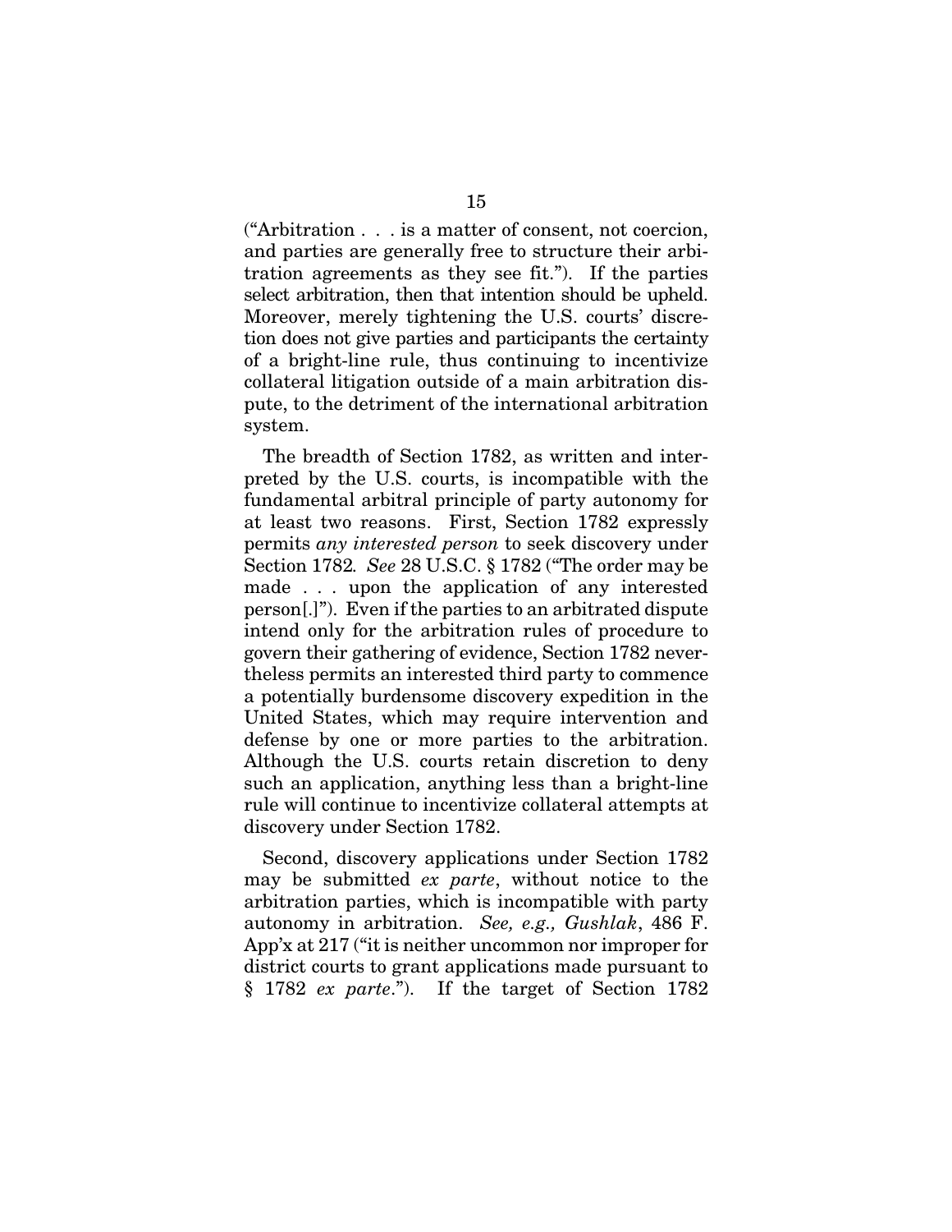("Arbitration . . . is a matter of consent, not coercion, and parties are generally free to structure their arbitration agreements as they see fit."). If the parties select arbitration, then that intention should be upheld. Moreover, merely tightening the U.S. courts' discretion does not give parties and participants the certainty of a bright-line rule, thus continuing to incentivize collateral litigation outside of a main arbitration dispute, to the detriment of the international arbitration system.

The breadth of Section 1782, as written and interpreted by the U.S. courts, is incompatible with the fundamental arbitral principle of party autonomy for at least two reasons. First, Section 1782 expressly permits *any interested person* to seek discovery under Section 1782. *See* 28 U.S.C. § 1782 ("The order may be made . . . upon the application of any interested person[.]"). Even if the parties to an arbitrated dispute intend only for the arbitration rules of procedure to govern their gathering of evidence, Section 1782 nevertheless permits an interested third party to commence a potentially burdensome discovery expedition in the United States, which may require intervention and defense by one or more parties to the arbitration. Although the U.S. courts retain discretion to deny such an application, anything less than a bright-line rule will continue to incentivize collateral attempts at discovery under Section 1782.

Second, discovery applications under Section 1782 may be submitted *ex parte*, without notice to the arbitration parties, which is incompatible with party autonomy in arbitration. *See, e.g., Gushlak*, 486 F. App'x at 217 ("it is neither uncommon nor improper for district courts to grant applications made pursuant to § 1782 *ex parte*."). If the target of Section 1782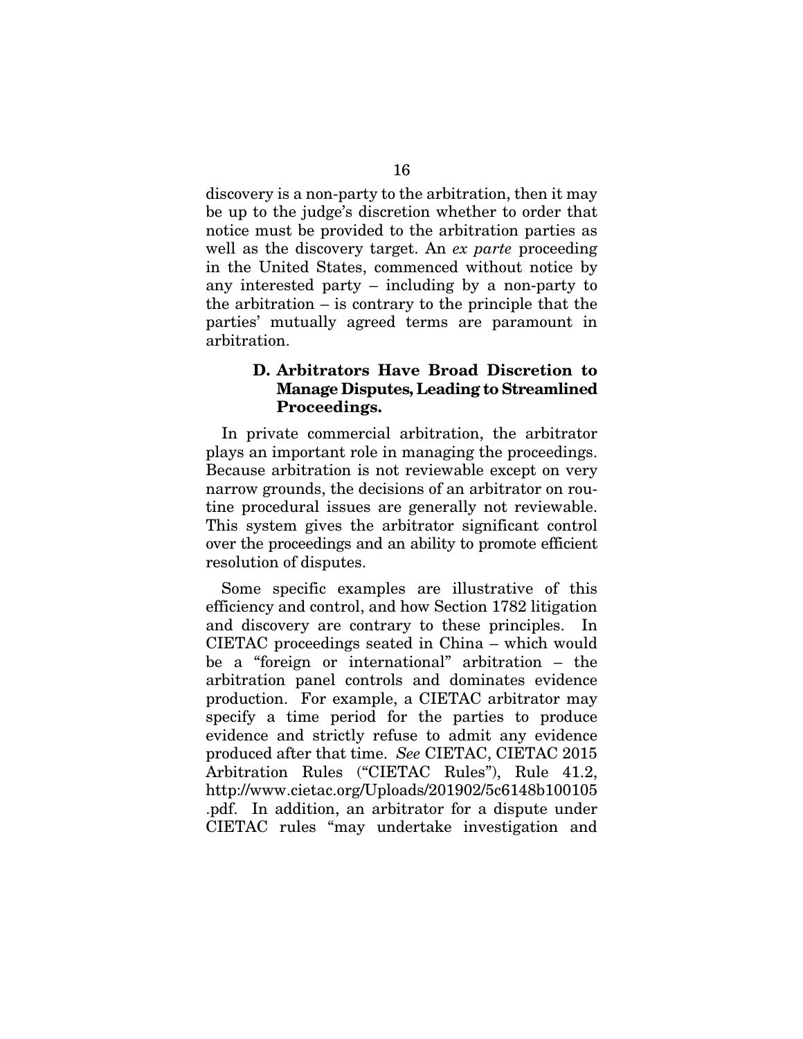discovery is a non-party to the arbitration, then it may be up to the judge's discretion whether to order that notice must be provided to the arbitration parties as well as the discovery target. An *ex parte* proceeding in the United States, commenced without notice by any interested party – including by a non-party to the arbitration – is contrary to the principle that the parties' mutually agreed terms are paramount in arbitration.

### D. Arbitrators Have Broad Discretion to Manage Disputes, Leading to Streamlined Proceedings.

In private commercial arbitration, the arbitrator plays an important role in managing the proceedings. Because arbitration is not reviewable except on very narrow grounds, the decisions of an arbitrator on routine procedural issues are generally not reviewable. This system gives the arbitrator significant control over the proceedings and an ability to promote efficient resolution of disputes.

Some specific examples are illustrative of this efficiency and control, and how Section 1782 litigation and discovery are contrary to these principles. In CIETAC proceedings seated in China – which would be a "foreign or international" arbitration – the arbitration panel controls and dominates evidence production. For example, a CIETAC arbitrator may specify a time period for the parties to produce evidence and strictly refuse to admit any evidence produced after that time. *See* CIETAC, CIETAC 2015 Arbitration Rules ("CIETAC Rules"), Rule 41.2, http://www.cietac.org/Uploads/201902/5c6148b100105.pdf. In addition, an arbitrator for a dispute under CIETAC rules "may undertake investigation and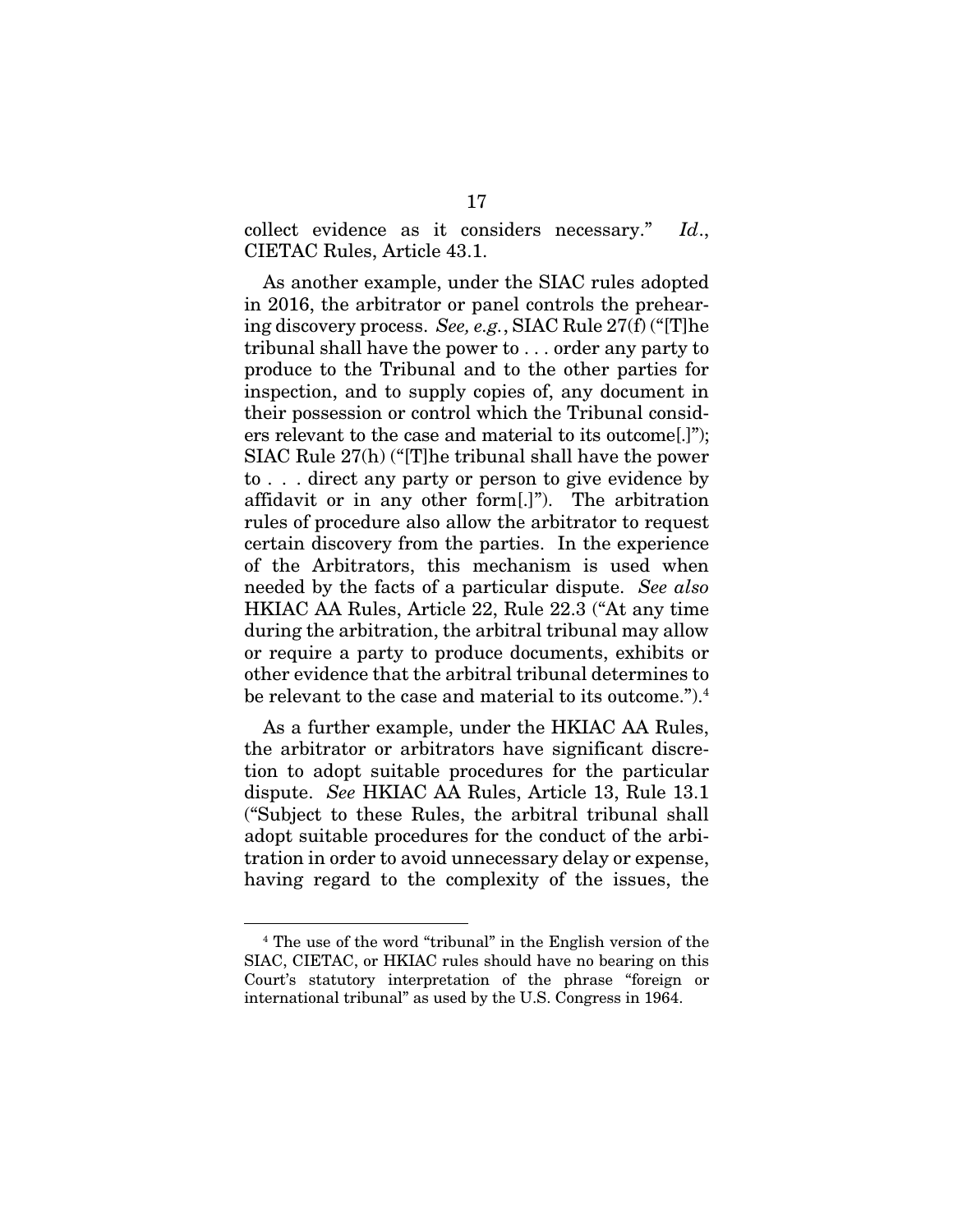collect evidence as it considers necessary." *Id*., CIETAC Rules, Article 43.1.

As another example, under the SIAC rules adopted in 2016, the arbitrator or panel controls the prehearing discovery process. *See, e.g.*, SIAC Rule 27(f) ("[T]he tribunal shall have the power to . . . order any party to produce to the Tribunal and to the other parties for inspection, and to supply copies of, any document in their possession or control which the Tribunal considers relevant to the case and material to its outcome[.]"); SIAC Rule 27(h) ("[T]he tribunal shall have the power to . . . direct any party or person to give evidence by affidavit or in any other form[.]"). The arbitration rules of procedure also allow the arbitrator to request certain discovery from the parties. In the experience of the Arbitrators, this mechanism is used when needed by the facts of a particular dispute. *See also* HKIAC AA Rules, Article 22, Rule 22.3 ("At any time during the arbitration, the arbitral tribunal may allow or require a party to produce documents, exhibits or other evidence that the arbitral tribunal determines to be relevant to the case and material to its outcome.").[4]

As a further example, under the HKIAC AA Rules, the arbitrator or arbitrators have significant discretion to adopt suitable procedures for the particular dispute. *See* HKIAC AA Rules, Article 13, Rule 13.1 ("Subject to these Rules, the arbitral tribunal shall adopt suitable procedures for the conduct of the arbitration in order to avoid unnecessary delay or expense, having regard to the complexity of the issues, the

---

[4] The use of the word "tribunal" in the English version of the SIAC, CIETAC, or HKIAC rules should have no bearing on this Court's statutory interpretation of the phrase "foreign or international tribunal" as used by the U.S. Congress in 1964.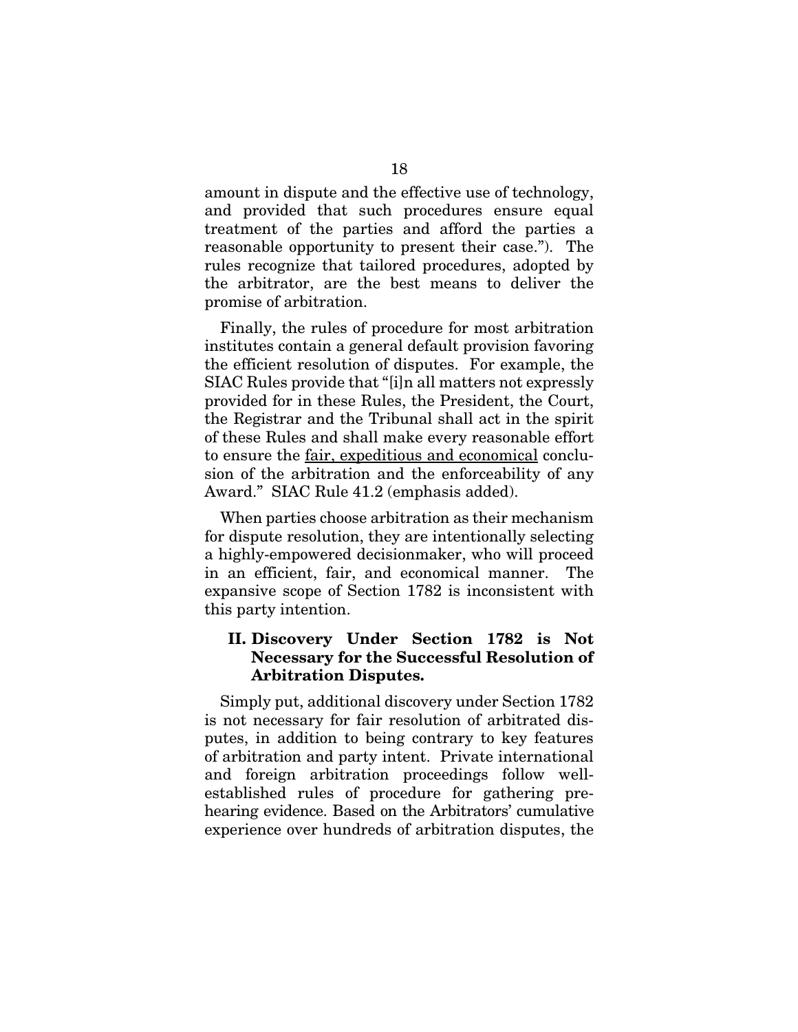amount in dispute and the effective use of technology, and provided that such procedures ensure equal treatment of the parties and afford the parties a reasonable opportunity to present their case."). The rules recognize that tailored procedures, adopted by the arbitrator, are the best means to deliver the promise of arbitration.

Finally, the rules of procedure for most arbitration institutes contain a general default provision favoring the efficient resolution of disputes. For example, the SIAC Rules provide that "[i]n all matters not expressly provided for in these Rules, the President, the Court, the Registrar and the Tribunal shall act in the spirit of these Rules and shall make every reasonable effort to ensure the <u>fair, expeditious and economical</u> conclusion of the arbitration and the enforceability of any Award." SIAC Rule 41.2 (emphasis added).

When parties choose arbitration as their mechanism for dispute resolution, they are intentionally selecting a highly-empowered decisionmaker, who will proceed in an efficient, fair, and economical manner. The expansive scope of Section 1782 is inconsistent with this party intention.

## II. Discovery Under Section 1782 is Not Necessary for the Successful Resolution of Arbitration Disputes.

Simply put, additional discovery under Section 1782 is not necessary for fair resolution of arbitrated disputes, in addition to being contrary to key features of arbitration and party intent. Private international and foreign arbitration proceedings follow well-established rules of procedure for gathering pre-hearing evidence. Based on the Arbitrators' cumulative experience over hundreds of arbitration disputes, the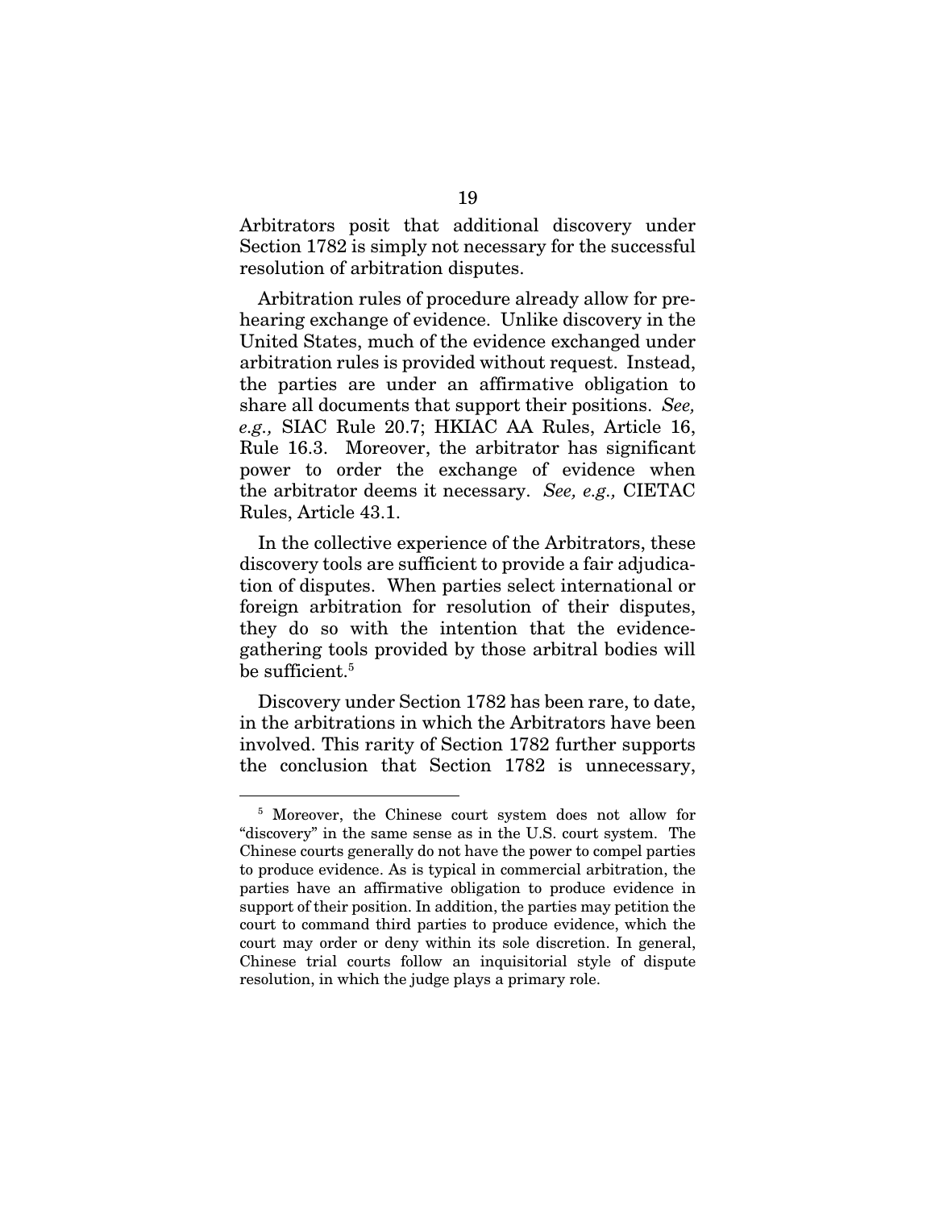Arbitrators posit that additional discovery under Section 1782 is simply not necessary for the successful resolution of arbitration disputes.

Arbitration rules of procedure already allow for prehearing exchange of evidence. Unlike discovery in the United States, much of the evidence exchanged under arbitration rules is provided without request. Instead, the parties are under an affirmative obligation to share all documents that support their positions. *See, e.g.,* SIAC Rule 20.7; HKIAC AA Rules, Article 16, Rule 16.3. Moreover, the arbitrator has significant power to order the exchange of evidence when the arbitrator deems it necessary. *See, e.g.,* CIETAC Rules, Article 43.1.

In the collective experience of the Arbitrators, these discovery tools are sufficient to provide a fair adjudication of disputes. When parties select international or foreign arbitration for resolution of their disputes, they do so with the intention that the evidence-gathering tools provided by those arbitral bodies will be sufficient.[5]

Discovery under Section 1782 has been rare, to date, in the arbitrations in which the Arbitrators have been involved. This rarity of Section 1782 further supports the conclusion that Section 1782 is unnecessary,

---

[5] Moreover, the Chinese court system does not allow for "discovery" in the same sense as in the U.S. court system. The Chinese courts generally do not have the power to compel parties to produce evidence. As is typical in commercial arbitration, the parties have an affirmative obligation to produce evidence in support of their position. In addition, the parties may petition the court to command third parties to produce evidence, which the court may order or deny within its sole discretion. In general, Chinese trial courts follow an inquisitorial style of dispute resolution, in which the judge plays a primary role.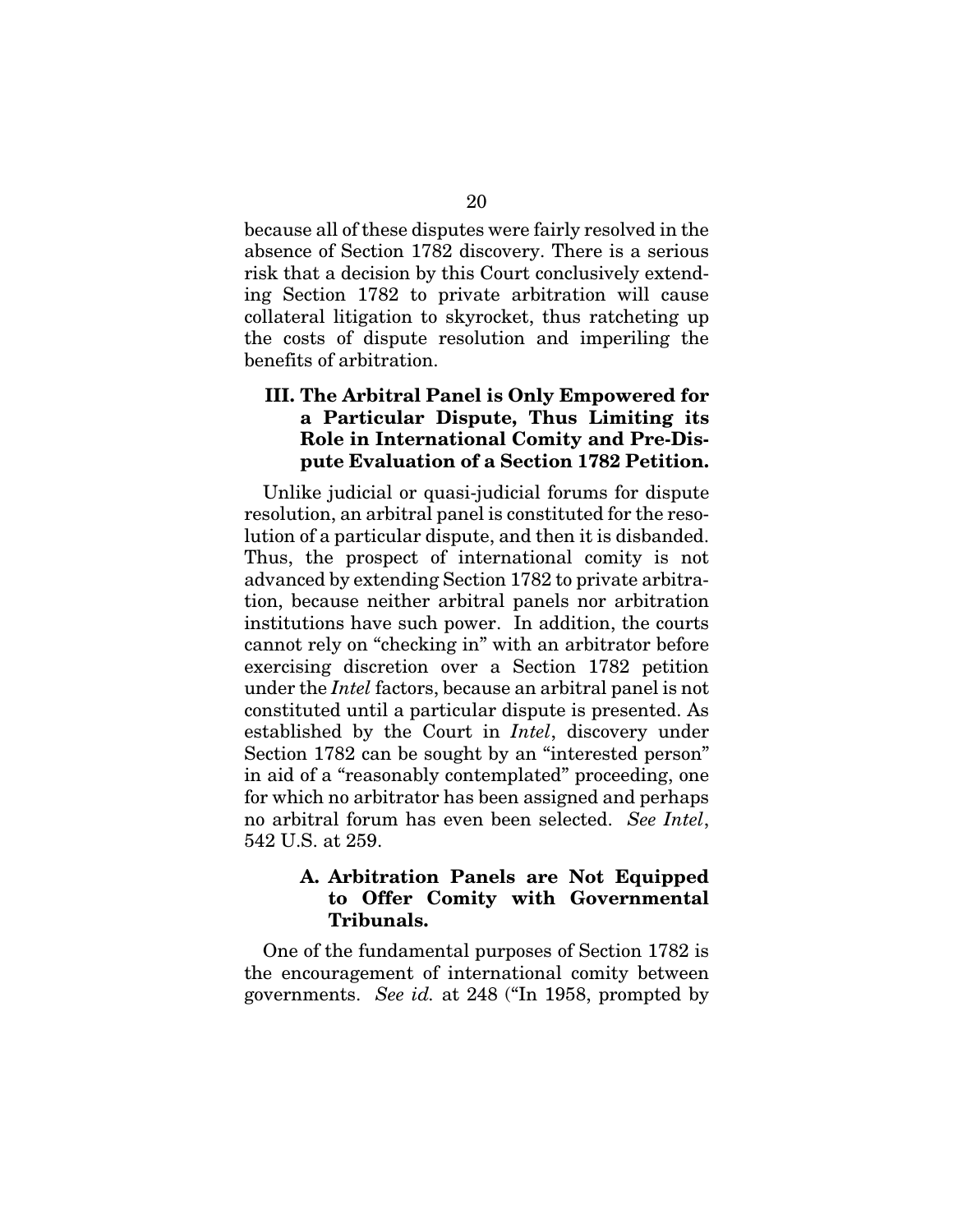because all of these disputes were fairly resolved in the absence of Section 1782 discovery. There is a serious risk that a decision by this Court conclusively extending Section 1782 to private arbitration will cause collateral litigation to skyrocket, thus ratcheting up the costs of dispute resolution and imperiling the benefits of arbitration.

## III. The Arbitral Panel is Only Empowered for a Particular Dispute, Thus Limiting its Role in International Comity and Pre-Dispute Evaluation of a Section 1782 Petition.

Unlike judicial or quasi-judicial forums for dispute resolution, an arbitral panel is constituted for the resolution of a particular dispute, and then it is disbanded. Thus, the prospect of international comity is not advanced by extending Section 1782 to private arbitration, because neither arbitral panels nor arbitration institutions have such power. In addition, the courts cannot rely on "checking in" with an arbitrator before exercising discretion over a Section 1782 petition under the *Intel* factors, because an arbitral panel is not constituted until a particular dispute is presented. As established by the Court in *Intel*, discovery under Section 1782 can be sought by an "interested person" in aid of a "reasonably contemplated" proceeding, one for which no arbitrator has been assigned and perhaps no arbitral forum has even been selected. *See Intel*, 542 U.S. at 259.

### A. Arbitration Panels are Not Equipped to Offer Comity with Governmental Tribunals.

One of the fundamental purposes of Section 1782 is the encouragement of international comity between governments. *See id.* at 248 ("In 1958, prompted by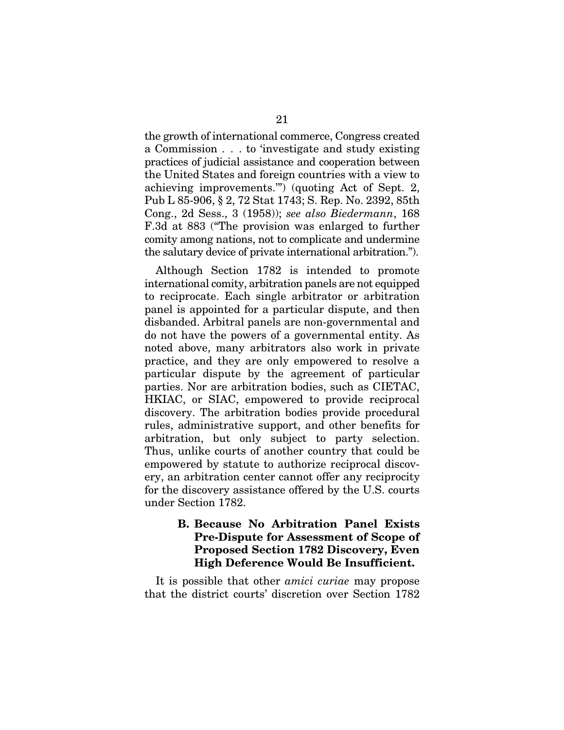the growth of international commerce, Congress created a Commission . . . to 'investigate and study existing practices of judicial assistance and cooperation between the United States and foreign countries with a view to achieving improvements.'") (quoting Act of Sept. 2, Pub L 85-906, § 2, 72 Stat 1743; S. Rep. No. 2392, 85th Cong., 2d Sess., 3 (1958)); *see also Biedermann*, 168 F.3d at 883 ("The provision was enlarged to further comity among nations, not to complicate and undermine the salutary device of private international arbitration.").

Although Section 1782 is intended to promote international comity, arbitration panels are not equipped to reciprocate. Each single arbitrator or arbitration panel is appointed for a particular dispute, and then disbanded. Arbitral panels are non-governmental and do not have the powers of a governmental entity. As noted above, many arbitrators also work in private practice, and they are only empowered to resolve a particular dispute by the agreement of particular parties. Nor are arbitration bodies, such as CIETAC, HKIAC, or SIAC, empowered to provide reciprocal discovery. The arbitration bodies provide procedural rules, administrative support, and other benefits for arbitration, but only subject to party selection. Thus, unlike courts of another country that could be empowered by statute to authorize reciprocal discovery, an arbitration center cannot offer any reciprocity for the discovery assistance offered by the U.S. courts under Section 1782.

### B. Because No Arbitration Panel Exists Pre-Dispute for Assessment of Scope of Proposed Section 1782 Discovery, Even High Deference Would Be Insufficient.

It is possible that other *amici curiae* may propose that the district courts' discretion over Section 1782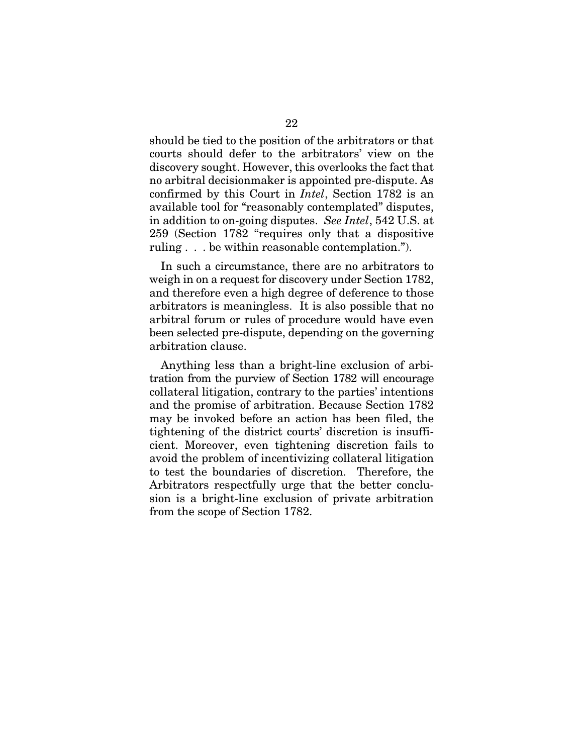should be tied to the position of the arbitrators or that courts should defer to the arbitrators' view on the discovery sought. However, this overlooks the fact that no arbitral decisionmaker is appointed pre-dispute. As confirmed by this Court in *Intel*, Section 1782 is an available tool for "reasonably contemplated" disputes, in addition to on-going disputes. *See Intel*, 542 U.S. at 259 (Section 1782 "requires only that a dispositive ruling . . . be within reasonable contemplation.").

In such a circumstance, there are no arbitrators to weigh in on a request for discovery under Section 1782, and therefore even a high degree of deference to those arbitrators is meaningless. It is also possible that no arbitral forum or rules of procedure would have even been selected pre-dispute, depending on the governing arbitration clause.

Anything less than a bright-line exclusion of arbitration from the purview of Section 1782 will encourage collateral litigation, contrary to the parties' intentions and the promise of arbitration. Because Section 1782 may be invoked before an action has been filed, the tightening of the district courts' discretion is insufficient. Moreover, even tightening discretion fails to avoid the problem of incentivizing collateral litigation to test the boundaries of discretion. Therefore, the Arbitrators respectfully urge that the better conclusion is a bright-line exclusion of private arbitration from the scope of Section 1782.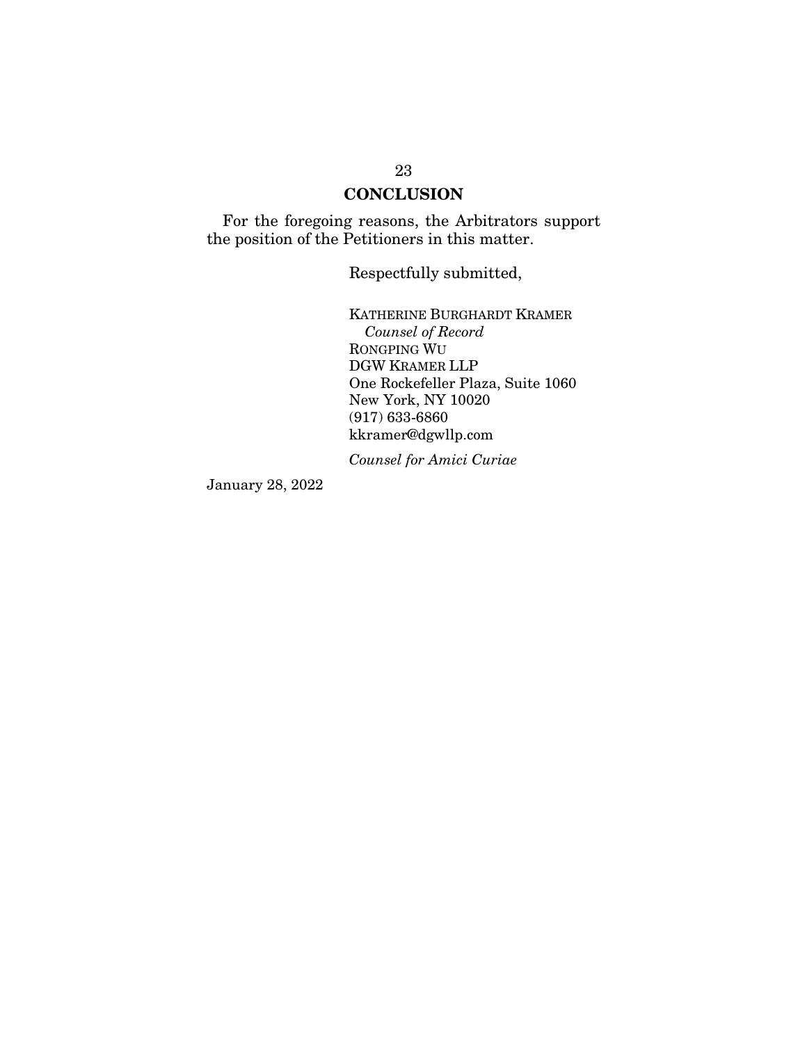## CONCLUSION

For the foregoing reasons, the Arbitrators support the position of the Petitioners in this matter.

Respectfully submitted,

KATHERINE BURGHARDT KRAMER
*Counsel of Record*
RONGPING WU
DGW KRAMER LLP
One Rockefeller Plaza, Suite 1060
New York, NY 10020
(917) 633-6860
kkramer@dgwllp.com

*Counsel for Amici Curiae*

January 28, 2022